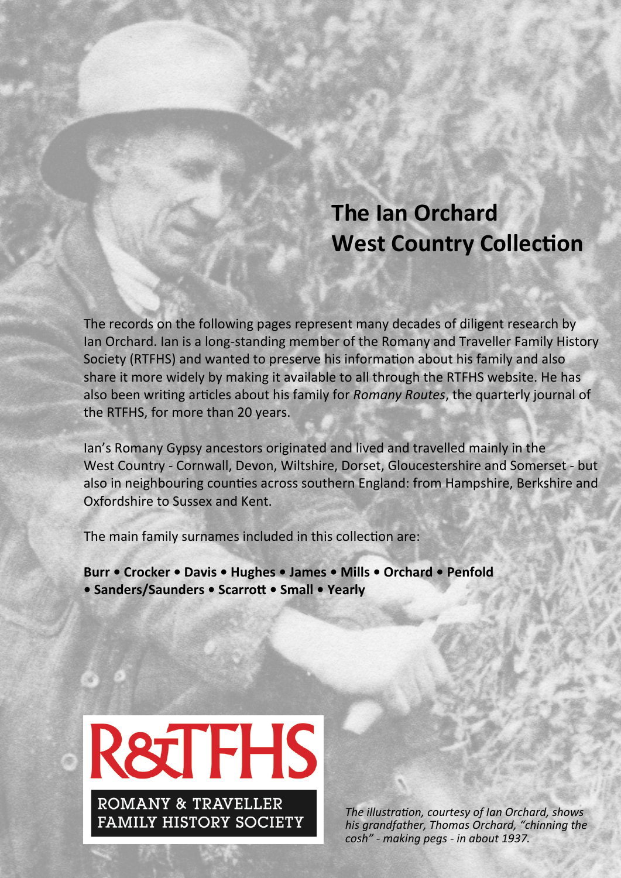# The Ian Orchard West Country Collection

The records on the following pages represent many decades of diligent research by Ian Orchard. Ian is a long-standing member of the Romany and Traveller Family History Society (RTFHS) and wanted to preserve his information about his family and also share it more widely by making it available to all through the RTFHS website. He has also been writing articles about his family for *Romany Routes*, the quarterly journal of the RTFHS, for more than 20 years.

Ian's Romany Gypsy ancestors originated and lived and travelled mainly in the West Country - Cornwall, Devon, Wiltshire, Dorset, Gloucestershire and Somerset - but also in neighbouring counties across southern England: from Hampshire, Berkshire and Oxfordshire to Sussex and Kent.

The main family surnames included in this collection are:

**Burr • Crocker • Davis • Hughes • James • Mills • Orchard • Penfold • Sanders/Saunders • Scarrott • Small • Yearly**

R&TFHS
ROMANY & TRAVELLER FAMILY HISTORY SOCIETY

*The illustration, courtesy of Ian Orchard, shows his grandfather, Thomas Orchard, "chinning the cosh" - making pegs - in about 1937.*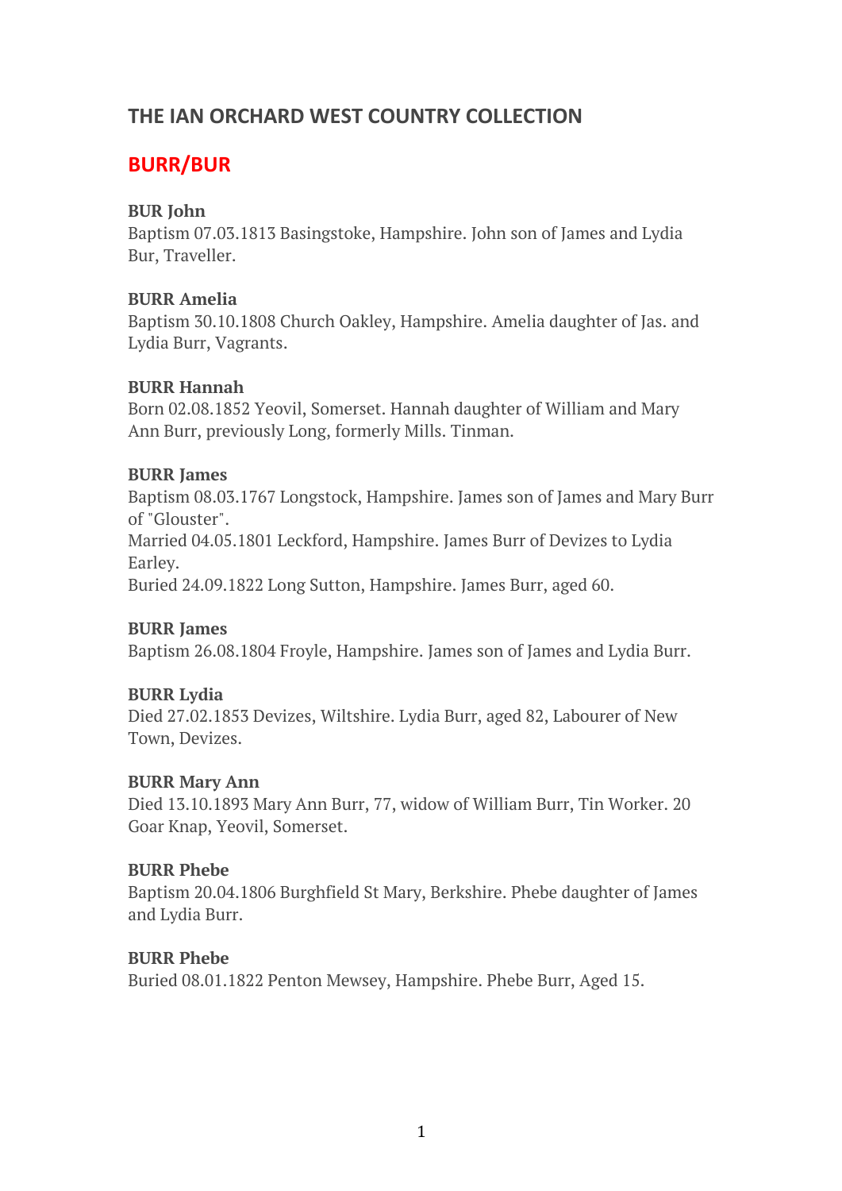# THE IAN ORCHARD WEST COUNTRY COLLECTION

## BURR/BUR

**BUR John**
Baptism 07.03.1813 Basingstoke, Hampshire. John son of James and Lydia Bur, Traveller.

**BURR Amelia**
Baptism 30.10.1808 Church Oakley, Hampshire. Amelia daughter of Jas. and Lydia Burr, Vagrants.

**BURR Hannah**
Born 02.08.1852 Yeovil, Somerset. Hannah daughter of William and Mary Ann Burr, previously Long, formerly Mills. Tinman.

**BURR James**
Baptism 08.03.1767 Longstock, Hampshire. James son of James and Mary Burr of "Glouster".
Married 04.05.1801 Leckford, Hampshire. James Burr of Devizes to Lydia Earley.
Buried 24.09.1822 Long Sutton, Hampshire. James Burr, aged 60.

**BURR James**
Baptism 26.08.1804 Froyle, Hampshire. James son of James and Lydia Burr.

**BURR Lydia**
Died 27.02.1853 Devizes, Wiltshire. Lydia Burr, aged 82, Labourer of New Town, Devizes.

**BURR Mary Ann**
Died 13.10.1893 Mary Ann Burr, 77, widow of William Burr, Tin Worker. 20 Goar Knap, Yeovil, Somerset.

**BURR Phebe**
Baptism 20.04.1806 Burghfield St Mary, Berkshire. Phebe daughter of James and Lydia Burr.

**BURR Phebe**
Buried 08.01.1822 Penton Mewsey, Hampshire. Phebe Burr, Aged 15.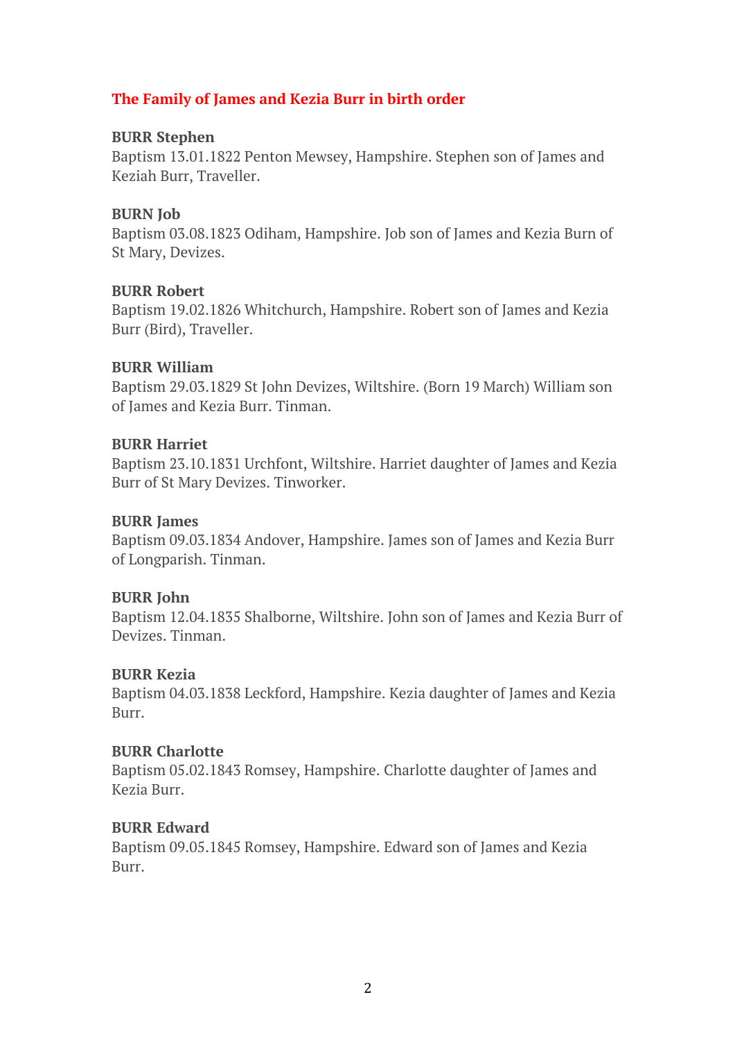## The Family of James and Kezia Burr in birth order

**BURR Stephen**
Baptism 13.01.1822 Penton Mewsey, Hampshire. Stephen son of James and Keziah Burr, Traveller.

**BURN Job**
Baptism 03.08.1823 Odiham, Hampshire. Job son of James and Kezia Burn of St Mary, Devizes.

**BURR Robert**
Baptism 19.02.1826 Whitchurch, Hampshire. Robert son of James and Kezia Burr (Bird), Traveller.

**BURR William**
Baptism 29.03.1829 St John Devizes, Wiltshire. (Born 19 March) William son of James and Kezia Burr. Tinman.

**BURR Harriet**
Baptism 23.10.1831 Urchfont, Wiltshire. Harriet daughter of James and Kezia Burr of St Mary Devizes. Tinworker.

**BURR James**
Baptism 09.03.1834 Andover, Hampshire. James son of James and Kezia Burr of Longparish. Tinman.

**BURR John**
Baptism 12.04.1835 Shalborne, Wiltshire. John son of James and Kezia Burr of Devizes. Tinman.

**BURR Kezia**
Baptism 04.03.1838 Leckford, Hampshire. Kezia daughter of James and Kezia Burr.

**BURR Charlotte**
Baptism 05.02.1843 Romsey, Hampshire. Charlotte daughter of James and Kezia Burr.

**BURR Edward**
Baptism 09.05.1845 Romsey, Hampshire. Edward son of James and Kezia Burr.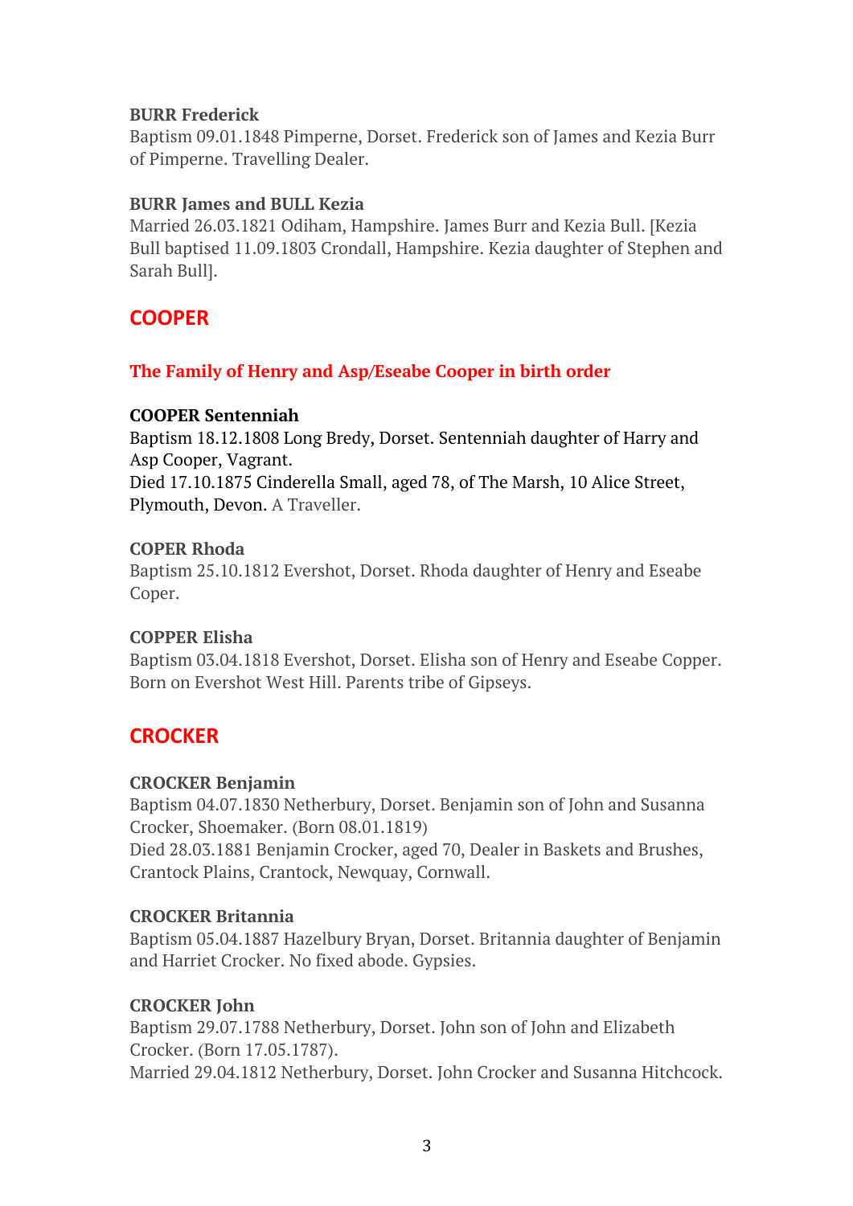**BURR Frederick**
Baptism 09.01.1848 Pimperne, Dorset. Frederick son of James and Kezia Burr of Pimperne. Travelling Dealer.

**BURR James and BULL Kezia**
Married 26.03.1821 Odiham, Hampshire. James Burr and Kezia Bull. [Kezia Bull baptised 11.09.1803 Crondall, Hampshire. Kezia daughter of Stephen and Sarah Bull].

## COOPER

### The Family of Henry and Asp/Eseabe Cooper in birth order

**COOPER Sentenniah**
Baptism 18.12.1808 Long Bredy, Dorset. Sentenniah daughter of Harry and Asp Cooper, Vagrant.
Died 17.10.1875 Cinderella Small, aged 78, of The Marsh, 10 Alice Street, Plymouth, Devon. A Traveller.

**COPER Rhoda**
Baptism 25.10.1812 Evershot, Dorset. Rhoda daughter of Henry and Eseabe Coper.

**COPPER Elisha**
Baptism 03.04.1818 Evershot, Dorset. Elisha son of Henry and Eseabe Copper. Born on Evershot West Hill. Parents tribe of Gipseys.

## CROCKER

**CROCKER Benjamin**
Baptism 04.07.1830 Netherbury, Dorset. Benjamin son of John and Susanna Crocker, Shoemaker. (Born 08.01.1819)
Died 28.03.1881 Benjamin Crocker, aged 70, Dealer in Baskets and Brushes, Crantock Plains, Crantock, Newquay, Cornwall.

**CROCKER Britannia**
Baptism 05.04.1887 Hazelbury Bryan, Dorset. Britannia daughter of Benjamin and Harriet Crocker. No fixed abode. Gypsies.

**CROCKER John**
Baptism 29.07.1788 Netherbury, Dorset. John son of John and Elizabeth Crocker. (Born 17.05.1787).
Married 29.04.1812 Netherbury, Dorset. John Crocker and Susanna Hitchcock.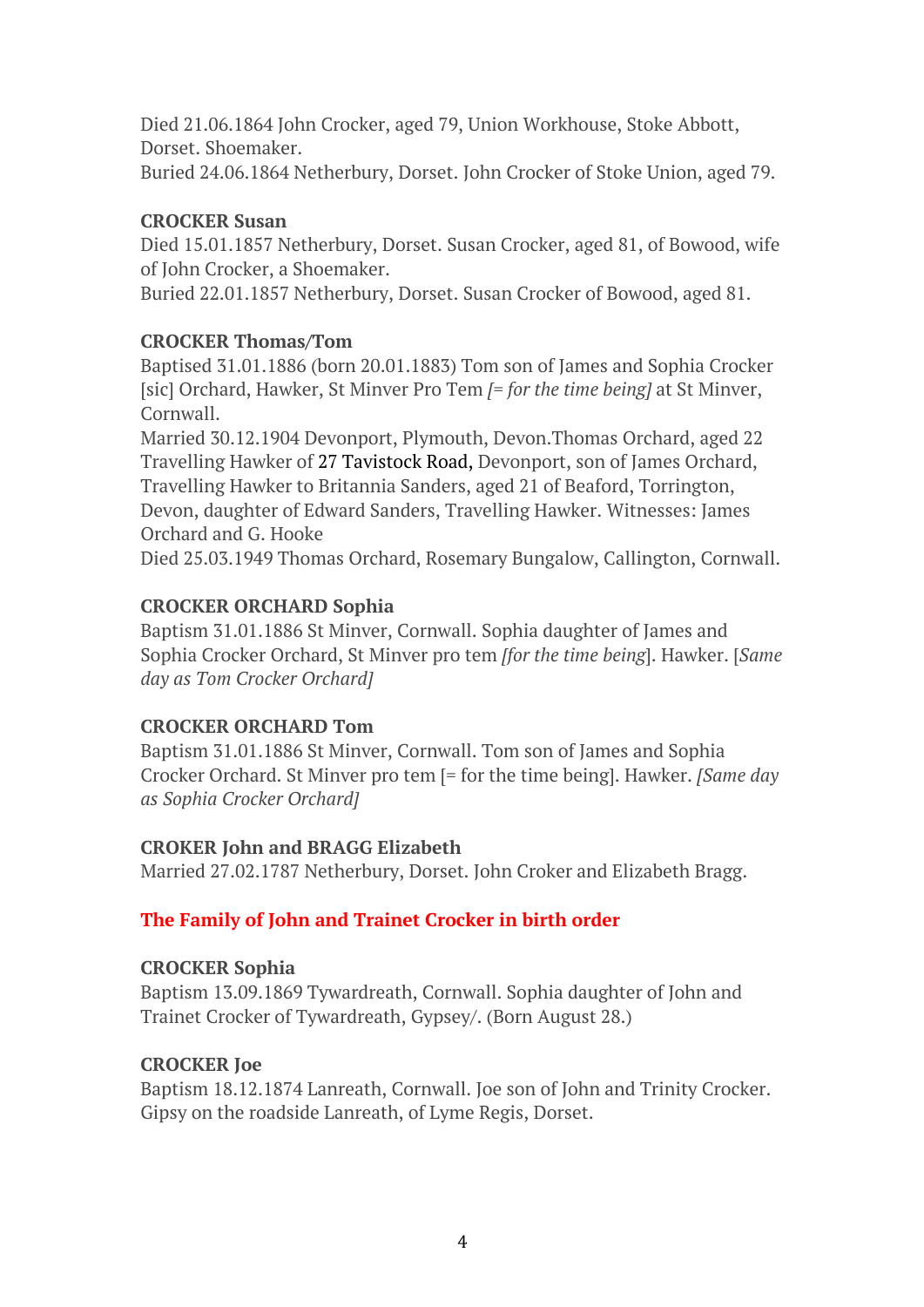Died 21.06.1864 John Crocker, aged 79, Union Workhouse, Stoke Abbott, Dorset. Shoemaker.
Buried 24.06.1864 Netherbury, Dorset. John Crocker of Stoke Union, aged 79.

**CROCKER Susan**
Died 15.01.1857 Netherbury, Dorset. Susan Crocker, aged 81, of Bowood, wife of John Crocker, a Shoemaker.
Buried 22.01.1857 Netherbury, Dorset. Susan Crocker of Bowood, aged 81.

**CROCKER Thomas/Tom**
Baptised 31.01.1886 (born 20.01.1883) Tom son of James and Sophia Crocker [sic] Orchard, Hawker, St Minver Pro Tem *[= for the time being]* at St Minver, Cornwall.
Married 30.12.1904 Devonport, Plymouth, Devon.Thomas Orchard, aged 22 Travelling Hawker of 27 Tavistock Road, Devonport, son of James Orchard, Travelling Hawker to Britannia Sanders, aged 21 of Beaford, Torrington, Devon, daughter of Edward Sanders, Travelling Hawker. Witnesses: James Orchard and G. Hooke
Died 25.03.1949 Thomas Orchard, Rosemary Bungalow, Callington, Cornwall.

**CROCKER ORCHARD Sophia**
Baptism 31.01.1886 St Minver, Cornwall. Sophia daughter of James and Sophia Crocker Orchard, St Minver pro tem *[for the time being*]. Hawker. [*Same day as Tom Crocker Orchard]*

**CROCKER ORCHARD Tom**
Baptism 31.01.1886 St Minver, Cornwall. Tom son of James and Sophia Crocker Orchard. St Minver pro tem [= for the time being]. Hawker. *[Same day as Sophia Crocker Orchard]*

**CROKER John and BRAGG Elizabeth**
Married 27.02.1787 Netherbury, Dorset. John Croker and Elizabeth Bragg.

**The Family of John and Trainet Crocker in birth order**

**CROCKER Sophia**
Baptism 13.09.1869 Tywardreath, Cornwall. Sophia daughter of John and Trainet Crocker of Tywardreath, Gypsey/. (Born August 28.)

**CROCKER Joe**
Baptism 18.12.1874 Lanreath, Cornwall. Joe son of John and Trinity Crocker. Gipsy on the roadside Lanreath, of Lyme Regis, Dorset.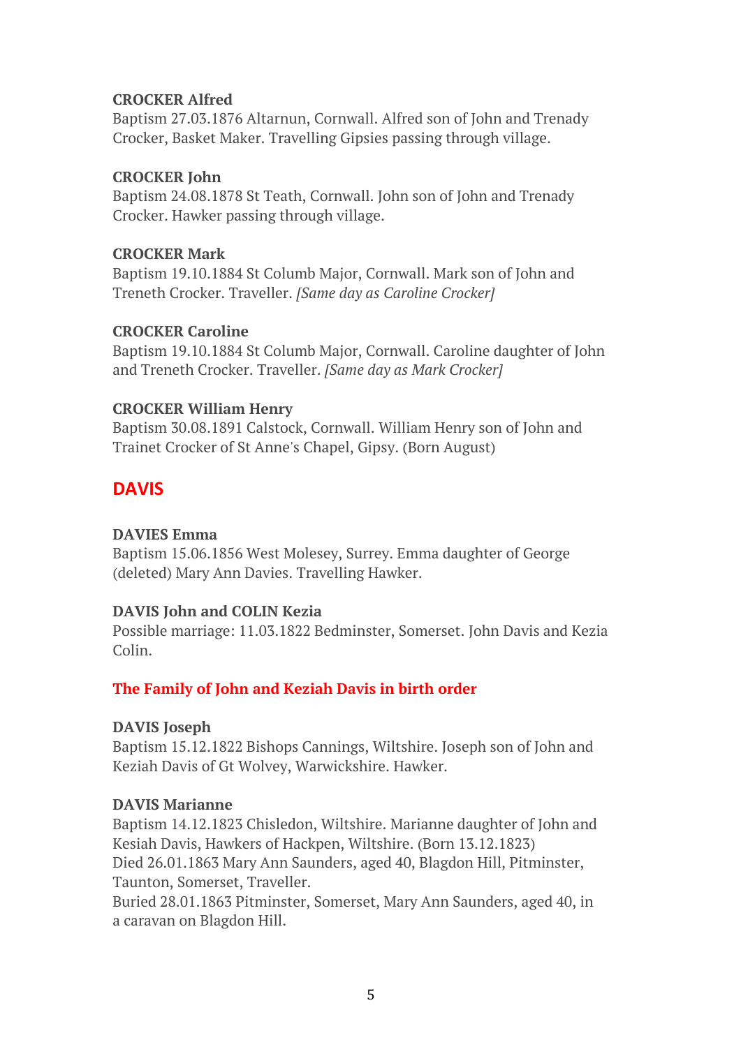**CROCKER Alfred**
Baptism 27.03.1876 Altarnun, Cornwall. Alfred son of John and Trenady Crocker, Basket Maker. Travelling Gipsies passing through village.

**CROCKER John**
Baptism 24.08.1878 St Teath, Cornwall. John son of John and Trenady Crocker. Hawker passing through village.

**CROCKER Mark**
Baptism 19.10.1884 St Columb Major, Cornwall. Mark son of John and Treneth Crocker. Traveller. *[Same day as Caroline Crocker]*

**CROCKER Caroline**
Baptism 19.10.1884 St Columb Major, Cornwall. Caroline daughter of John and Treneth Crocker. Traveller. *[Same day as Mark Crocker]*

**CROCKER William Henry**
Baptism 30.08.1891 Calstock, Cornwall. William Henry son of John and Trainet Crocker of St Anne's Chapel, Gipsy. (Born August)

## DAVIS

**DAVIES Emma**
Baptism 15.06.1856 West Molesey, Surrey. Emma daughter of George (deleted) Mary Ann Davies. Travelling Hawker.

**DAVIS John and COLIN Kezia**
Possible marriage: 11.03.1822 Bedminster, Somerset. John Davis and Kezia Colin.

### The Family of John and Keziah Davis in birth order

**DAVIS Joseph**
Baptism 15.12.1822 Bishops Cannings, Wiltshire. Joseph son of John and Keziah Davis of Gt Wolvey, Warwickshire. Hawker.

**DAVIS Marianne**
Baptism 14.12.1823 Chisledon, Wiltshire. Marianne daughter of John and Kesiah Davis, Hawkers of Hackpen, Wiltshire. (Born 13.12.1823)
Died 26.01.1863 Mary Ann Saunders, aged 40, Blagdon Hill, Pitminster, Taunton, Somerset, Traveller.
Buried 28.01.1863 Pitminster, Somerset, Mary Ann Saunders, aged 40, in a caravan on Blagdon Hill.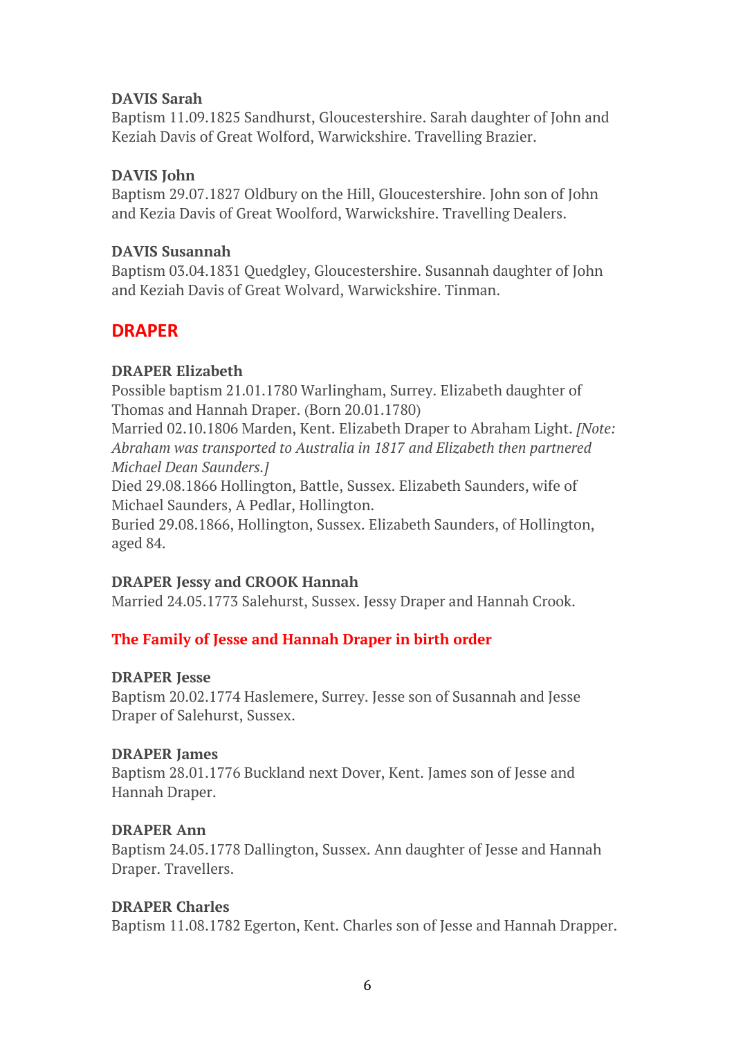**DAVIS Sarah**
Baptism 11.09.1825 Sandhurst, Gloucestershire. Sarah daughter of John and Keziah Davis of Great Wolford, Warwickshire. Travelling Brazier.

**DAVIS John**
Baptism 29.07.1827 Oldbury on the Hill, Gloucestershire. John son of John and Kezia Davis of Great Woolford, Warwickshire. Travelling Dealers.

**DAVIS Susannah**
Baptism 03.04.1831 Quedgley, Gloucestershire. Susannah daughter of John and Keziah Davis of Great Wolvard, Warwickshire. Tinman.

## DRAPER

**DRAPER Elizabeth**
Possible baptism 21.01.1780 Warlingham, Surrey. Elizabeth daughter of Thomas and Hannah Draper. (Born 20.01.1780)
Married 02.10.1806 Marden, Kent. Elizabeth Draper to Abraham Light. *[Note: Abraham was transported to Australia in 1817 and Elizabeth then partnered Michael Dean Saunders.]*
Died 29.08.1866 Hollington, Battle, Sussex. Elizabeth Saunders, wife of Michael Saunders, A Pedlar, Hollington.
Buried 29.08.1866, Hollington, Sussex. Elizabeth Saunders, of Hollington, aged 84.

**DRAPER Jessy and CROOK Hannah**
Married 24.05.1773 Salehurst, Sussex. Jessy Draper and Hannah Crook.

### The Family of Jesse and Hannah Draper in birth order

**DRAPER Jesse**
Baptism 20.02.1774 Haslemere, Surrey. Jesse son of Susannah and Jesse Draper of Salehurst, Sussex.

**DRAPER James**
Baptism 28.01.1776 Buckland next Dover, Kent. James son of Jesse and Hannah Draper.

**DRAPER Ann**
Baptism 24.05.1778 Dallington, Sussex. Ann daughter of Jesse and Hannah Draper. Travellers.

**DRAPER Charles**
Baptism 11.08.1782 Egerton, Kent. Charles son of Jesse and Hannah Drapper.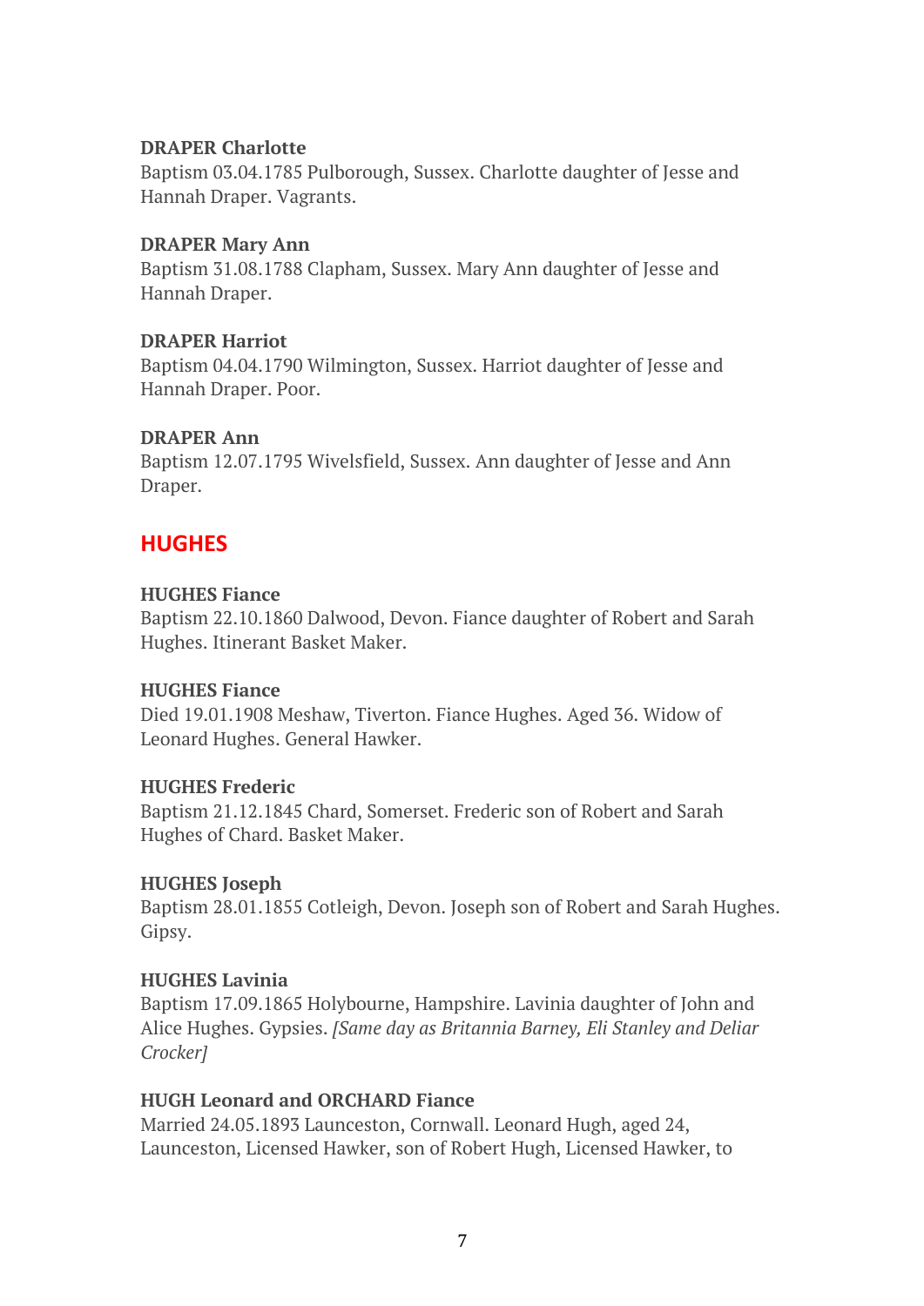**DRAPER Charlotte**
Baptism 03.04.1785 Pulborough, Sussex. Charlotte daughter of Jesse and Hannah Draper. Vagrants.

**DRAPER Mary Ann**
Baptism 31.08.1788 Clapham, Sussex. Mary Ann daughter of Jesse and Hannah Draper.

**DRAPER Harriot**
Baptism 04.04.1790 Wilmington, Sussex. Harriot daughter of Jesse and Hannah Draper. Poor.

**DRAPER Ann**
Baptism 12.07.1795 Wivelsfield, Sussex. Ann daughter of Jesse and Ann Draper.

## HUGHES

**HUGHES Fiance**
Baptism 22.10.1860 Dalwood, Devon. Fiance daughter of Robert and Sarah Hughes. Itinerant Basket Maker.

**HUGHES Fiance**
Died 19.01.1908 Meshaw, Tiverton. Fiance Hughes. Aged 36. Widow of Leonard Hughes. General Hawker.

**HUGHES Frederic**
Baptism 21.12.1845 Chard, Somerset. Frederic son of Robert and Sarah Hughes of Chard. Basket Maker.

**HUGHES Joseph**
Baptism 28.01.1855 Cotleigh, Devon. Joseph son of Robert and Sarah Hughes. Gipsy.

**HUGHES Lavinia**
Baptism 17.09.1865 Holybourne, Hampshire. Lavinia daughter of John and Alice Hughes. Gypsies. *[Same day as Britannia Barney, Eli Stanley and Deliar Crocker]*

**HUGH Leonard and ORCHARD Fiance**
Married 24.05.1893 Launceston, Cornwall. Leonard Hugh, aged 24, Launceston, Licensed Hawker, son of Robert Hugh, Licensed Hawker, to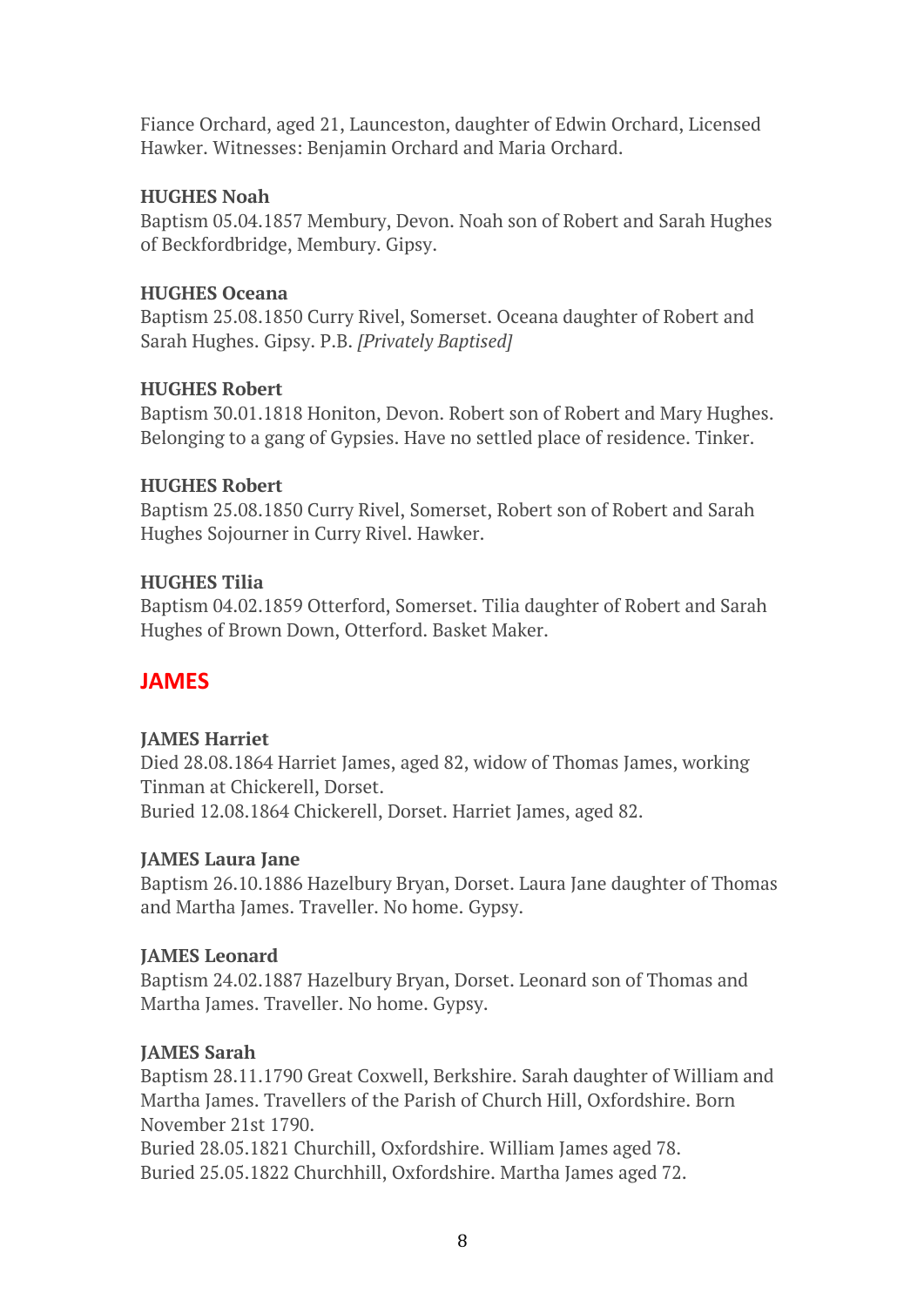Fiance Orchard, aged 21, Launceston, daughter of Edwin Orchard, Licensed Hawker. Witnesses: Benjamin Orchard and Maria Orchard.

**HUGHES Noah**
Baptism 05.04.1857 Membury, Devon. Noah son of Robert and Sarah Hughes of Beckfordbridge, Membury. Gipsy.

**HUGHES Oceana**
Baptism 25.08.1850 Curry Rivel, Somerset. Oceana daughter of Robert and Sarah Hughes. Gipsy. P.B. *[Privately Baptised]*

**HUGHES Robert**
Baptism 30.01.1818 Honiton, Devon. Robert son of Robert and Mary Hughes. Belonging to a gang of Gypsies. Have no settled place of residence. Tinker.

**HUGHES Robert**
Baptism 25.08.1850 Curry Rivel, Somerset, Robert son of Robert and Sarah Hughes Sojourner in Curry Rivel. Hawker.

**HUGHES Tilia**
Baptism 04.02.1859 Otterford, Somerset. Tilia daughter of Robert and Sarah Hughes of Brown Down, Otterford. Basket Maker.

## JAMES

**JAMES Harriet**
Died 28.08.1864 Harriet James, aged 82, widow of Thomas James, working Tinman at Chickerell, Dorset.
Buried 12.08.1864 Chickerell, Dorset. Harriet James, aged 82.

**JAMES Laura Jane**
Baptism 26.10.1886 Hazelbury Bryan, Dorset. Laura Jane daughter of Thomas and Martha James. Traveller. No home. Gypsy.

**JAMES Leonard**
Baptism 24.02.1887 Hazelbury Bryan, Dorset. Leonard son of Thomas and Martha James. Traveller. No home. Gypsy.

**JAMES Sarah**
Baptism 28.11.1790 Great Coxwell, Berkshire. Sarah daughter of William and Martha James. Travellers of the Parish of Church Hill, Oxfordshire. Born November 21st 1790.
Buried 28.05.1821 Churchill, Oxfordshire. William James aged 78.
Buried 25.05.1822 Churchhill, Oxfordshire. Martha James aged 72.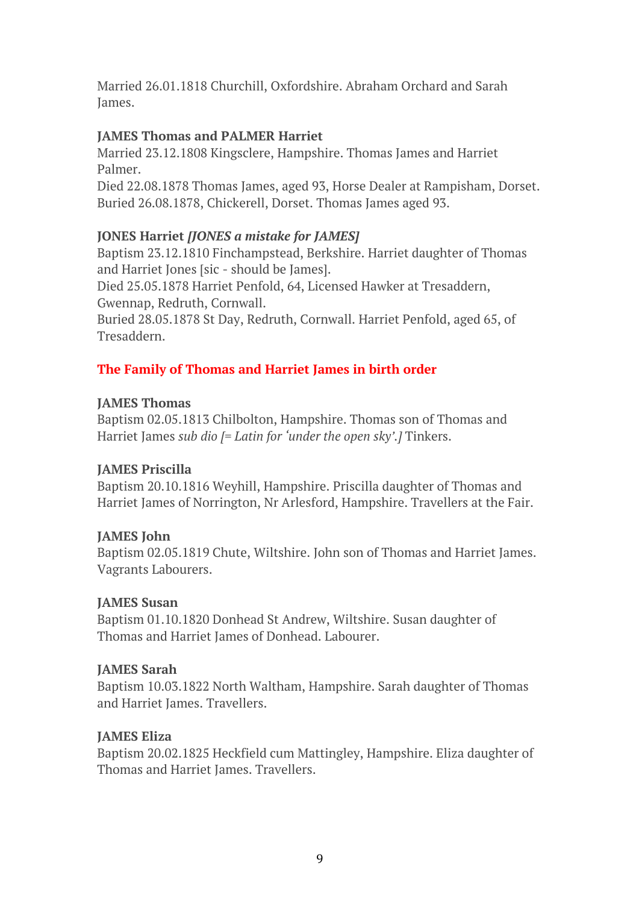Married 26.01.1818 Churchill, Oxfordshire. Abraham Orchard and Sarah James.

**JAMES Thomas and PALMER Harriet**
Married 23.12.1808 Kingsclere, Hampshire. Thomas James and Harriet Palmer.
Died 22.08.1878 Thomas James, aged 93, Horse Dealer at Rampisham, Dorset.
Buried 26.08.1878, Chickerell, Dorset. Thomas James aged 93.

**JONES Harriet *[JONES a mistake for JAMES]***
Baptism 23.12.1810 Finchampstead, Berkshire. Harriet daughter of Thomas and Harriet Jones [sic - should be James].
Died 25.05.1878 Harriet Penfold, 64, Licensed Hawker at Tresaddern, Gwennap, Redruth, Cornwall.
Buried 28.05.1878 St Day, Redruth, Cornwall. Harriet Penfold, aged 65, of Tresaddern.

## The Family of Thomas and Harriet James in birth order

**JAMES Thomas**
Baptism 02.05.1813 Chilbolton, Hampshire. Thomas son of Thomas and Harriet James *sub dio [= Latin for 'under the open sky'.]* Tinkers.

**JAMES Priscilla**
Baptism 20.10.1816 Weyhill, Hampshire. Priscilla daughter of Thomas and Harriet James of Norrington, Nr Arlesford, Hampshire. Travellers at the Fair.

**JAMES John**
Baptism 02.05.1819 Chute, Wiltshire. John son of Thomas and Harriet James. Vagrants Labourers.

**JAMES Susan**
Baptism 01.10.1820 Donhead St Andrew, Wiltshire. Susan daughter of Thomas and Harriet James of Donhead. Labourer.

**JAMES Sarah**
Baptism 10.03.1822 North Waltham, Hampshire. Sarah daughter of Thomas and Harriet James. Travellers.

**JAMES Eliza**
Baptism 20.02.1825 Heckfield cum Mattingley, Hampshire. Eliza daughter of Thomas and Harriet James. Travellers.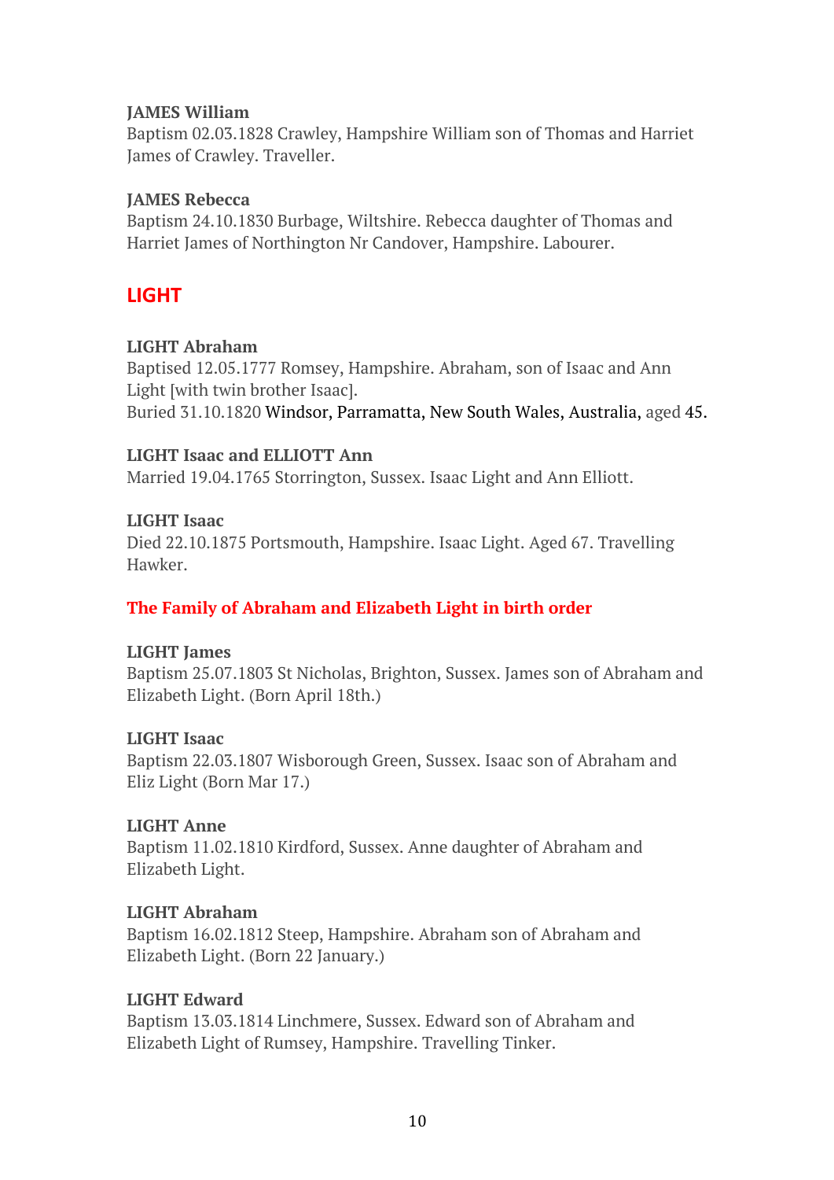**JAMES William**
Baptism 02.03.1828 Crawley, Hampshire William son of Thomas and Harriet James of Crawley. Traveller.

**JAMES Rebecca**
Baptism 24.10.1830 Burbage, Wiltshire. Rebecca daughter of Thomas and Harriet James of Northington Nr Candover, Hampshire. Labourer.

## LIGHT

**LIGHT Abraham**
Baptised 12.05.1777 Romsey, Hampshire. Abraham, son of Isaac and Ann Light [with twin brother Isaac].
Buried 31.10.1820 Windsor, Parramatta, New South Wales, Australia, aged 45.

**LIGHT Isaac and ELLIOTT Ann**
Married 19.04.1765 Storrington, Sussex. Isaac Light and Ann Elliott.

**LIGHT Isaac**
Died 22.10.1875 Portsmouth, Hampshire. Isaac Light. Aged 67. Travelling Hawker.

### The Family of Abraham and Elizabeth Light in birth order

**LIGHT James**
Baptism 25.07.1803 St Nicholas, Brighton, Sussex. James son of Abraham and Elizabeth Light. (Born April 18th.)

**LIGHT Isaac**
Baptism 22.03.1807 Wisborough Green, Sussex. Isaac son of Abraham and Eliz Light (Born Mar 17.)

**LIGHT Anne**
Baptism 11.02.1810 Kirdford, Sussex. Anne daughter of Abraham and Elizabeth Light.

**LIGHT Abraham**
Baptism 16.02.1812 Steep, Hampshire. Abraham son of Abraham and Elizabeth Light. (Born 22 January.)

**LIGHT Edward**
Baptism 13.03.1814 Linchmere, Sussex. Edward son of Abraham and Elizabeth Light of Rumsey, Hampshire. Travelling Tinker.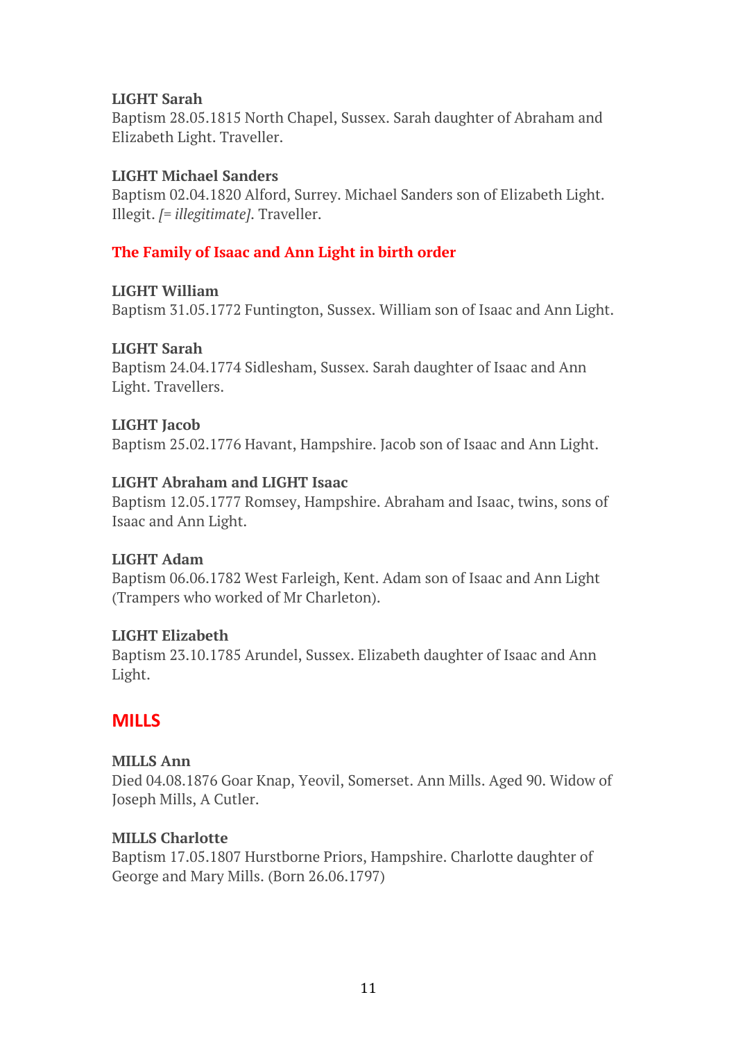**LIGHT Sarah**
Baptism 28.05.1815 North Chapel, Sussex. Sarah daughter of Abraham and Elizabeth Light. Traveller.

**LIGHT Michael Sanders**
Baptism 02.04.1820 Alford, Surrey. Michael Sanders son of Elizabeth Light. Illegit. *[= illegitimate]*. Traveller.

### The Family of Isaac and Ann Light in birth order

**LIGHT William**
Baptism 31.05.1772 Funtington, Sussex. William son of Isaac and Ann Light.

**LIGHT Sarah**
Baptism 24.04.1774 Sidlesham, Sussex. Sarah daughter of Isaac and Ann Light. Travellers.

**LIGHT Jacob**
Baptism 25.02.1776 Havant, Hampshire. Jacob son of Isaac and Ann Light.

**LIGHT Abraham and LIGHT Isaac**
Baptism 12.05.1777 Romsey, Hampshire. Abraham and Isaac, twins, sons of Isaac and Ann Light.

**LIGHT Adam**
Baptism 06.06.1782 West Farleigh, Kent. Adam son of Isaac and Ann Light (Trampers who worked of Mr Charleton).

**LIGHT Elizabeth**
Baptism 23.10.1785 Arundel, Sussex. Elizabeth daughter of Isaac and Ann Light.

## MILLS

**MILLS Ann**
Died 04.08.1876 Goar Knap, Yeovil, Somerset. Ann Mills. Aged 90. Widow of Joseph Mills, A Cutler.

**MILLS Charlotte**
Baptism 17.05.1807 Hurstborne Priors, Hampshire. Charlotte daughter of George and Mary Mills. (Born 26.06.1797)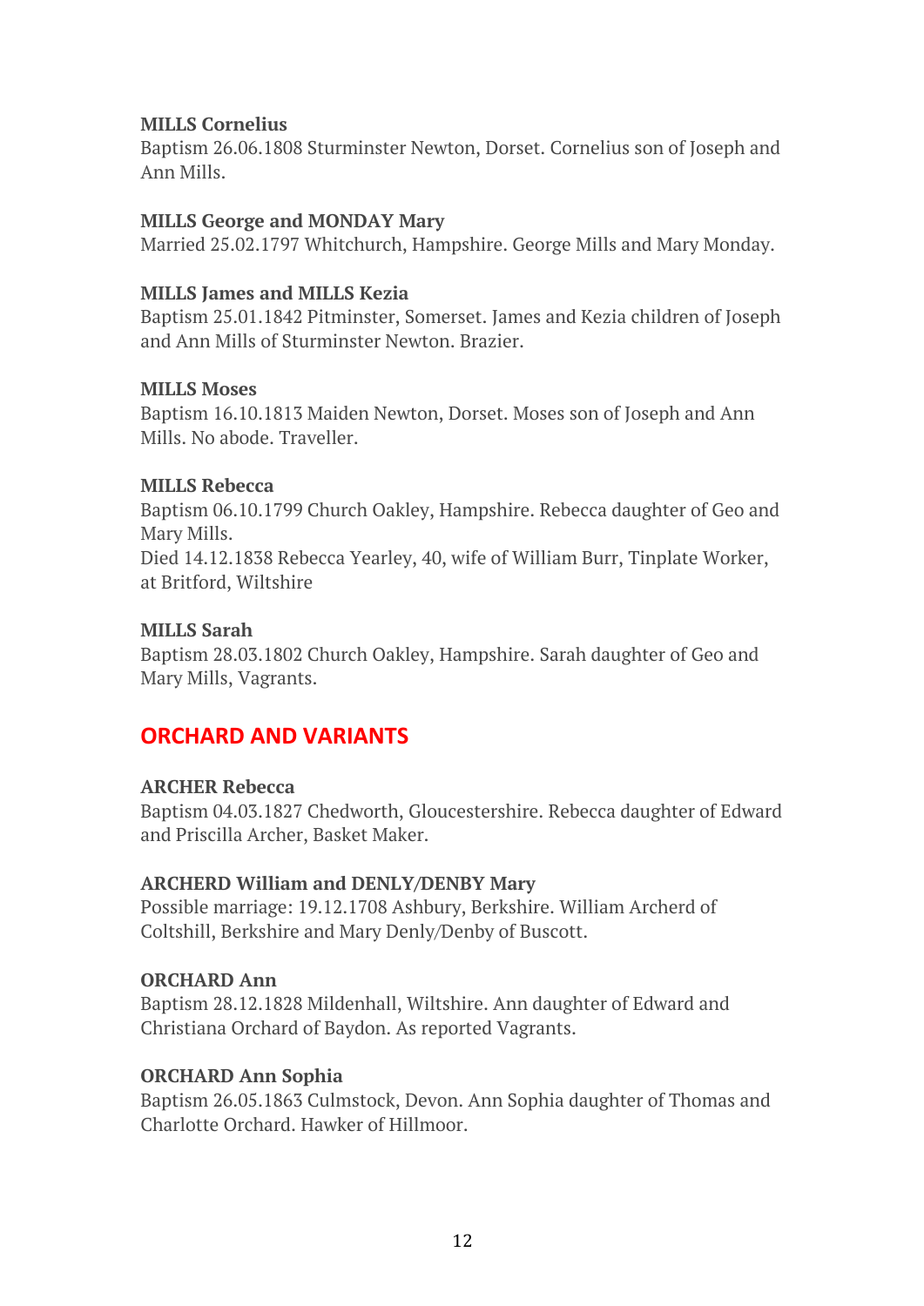**MILLS Cornelius**
Baptism 26.06.1808 Sturminster Newton, Dorset. Cornelius son of Joseph and Ann Mills.

**MILLS George and MONDAY Mary**
Married 25.02.1797 Whitchurch, Hampshire. George Mills and Mary Monday.

**MILLS James and MILLS Kezia**
Baptism 25.01.1842 Pitminster, Somerset. James and Kezia children of Joseph and Ann Mills of Sturminster Newton. Brazier.

**MILLS Moses**
Baptism 16.10.1813 Maiden Newton, Dorset. Moses son of Joseph and Ann Mills. No abode. Traveller.

**MILLS Rebecca**
Baptism 06.10.1799 Church Oakley, Hampshire. Rebecca daughter of Geo and Mary Mills.
Died 14.12.1838 Rebecca Yearley, 40, wife of William Burr, Tinplate Worker, at Britford, Wiltshire

**MILLS Sarah**
Baptism 28.03.1802 Church Oakley, Hampshire. Sarah daughter of Geo and Mary Mills, Vagrants.

## ORCHARD AND VARIANTS

**ARCHER Rebecca**
Baptism 04.03.1827 Chedworth, Gloucestershire. Rebecca daughter of Edward and Priscilla Archer, Basket Maker.

**ARCHERD William and DENLY/DENBY Mary**
Possible marriage: 19.12.1708 Ashbury, Berkshire. William Archerd of Coltshill, Berkshire and Mary Denly/Denby of Buscott.

**ORCHARD Ann**
Baptism 28.12.1828 Mildenhall, Wiltshire. Ann daughter of Edward and Christiana Orchard of Baydon. As reported Vagrants.

**ORCHARD Ann Sophia**
Baptism 26.05.1863 Culmstock, Devon. Ann Sophia daughter of Thomas and Charlotte Orchard. Hawker of Hillmoor.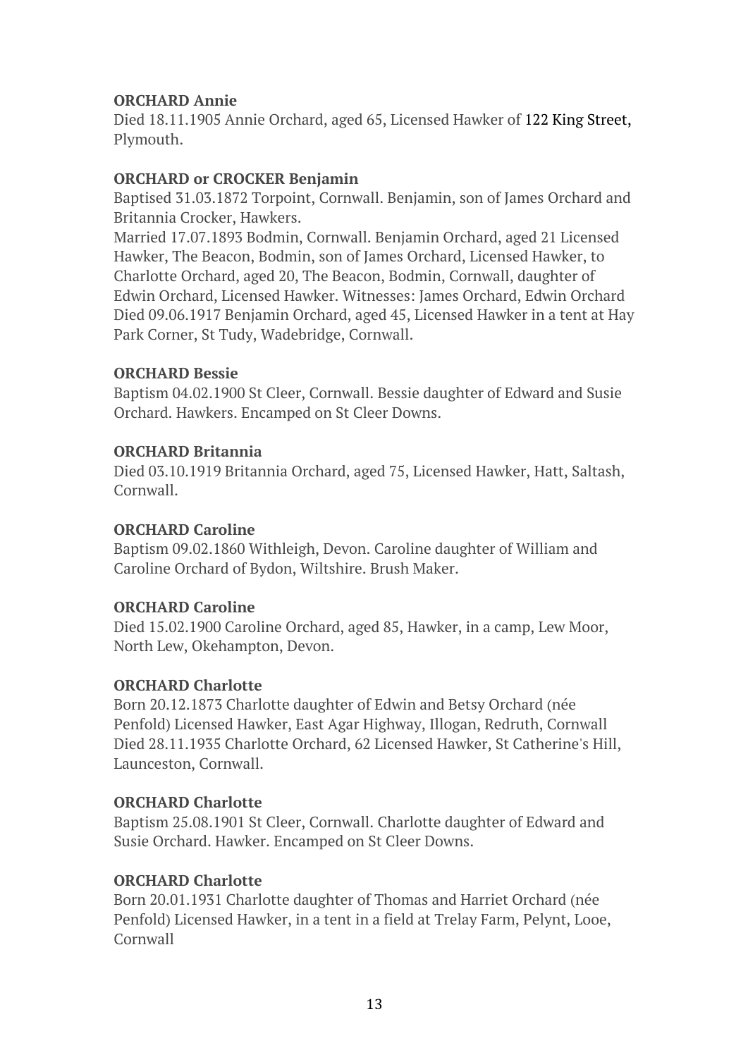**ORCHARD Annie**
Died 18.11.1905 Annie Orchard, aged 65, Licensed Hawker of 122 King Street, Plymouth.

**ORCHARD or CROCKER Benjamin**
Baptised 31.03.1872 Torpoint, Cornwall. Benjamin, son of James Orchard and Britannia Crocker, Hawkers.
Married 17.07.1893 Bodmin, Cornwall. Benjamin Orchard, aged 21 Licensed Hawker, The Beacon, Bodmin, son of James Orchard, Licensed Hawker, to Charlotte Orchard, aged 20, The Beacon, Bodmin, Cornwall, daughter of Edwin Orchard, Licensed Hawker. Witnesses: James Orchard, Edwin Orchard
Died 09.06.1917 Benjamin Orchard, aged 45, Licensed Hawker in a tent at Hay Park Corner, St Tudy, Wadebridge, Cornwall.

**ORCHARD Bessie**
Baptism 04.02.1900 St Cleer, Cornwall. Bessie daughter of Edward and Susie Orchard. Hawkers. Encamped on St Cleer Downs.

**ORCHARD Britannia**
Died 03.10.1919 Britannia Orchard, aged 75, Licensed Hawker, Hatt, Saltash, Cornwall.

**ORCHARD Caroline**
Baptism 09.02.1860 Withleigh, Devon. Caroline daughter of William and Caroline Orchard of Bydon, Wiltshire. Brush Maker.

**ORCHARD Caroline**
Died 15.02.1900 Caroline Orchard, aged 85, Hawker, in a camp, Lew Moor, North Lew, Okehampton, Devon.

**ORCHARD Charlotte**
Born 20.12.1873 Charlotte daughter of Edwin and Betsy Orchard (née Penfold) Licensed Hawker, East Agar Highway, Illogan, Redruth, Cornwall
Died 28.11.1935 Charlotte Orchard, 62 Licensed Hawker, St Catherine's Hill, Launceston, Cornwall.

**ORCHARD Charlotte**
Baptism 25.08.1901 St Cleer, Cornwall. Charlotte daughter of Edward and Susie Orchard. Hawker. Encamped on St Cleer Downs.

**ORCHARD Charlotte**
Born 20.01.1931 Charlotte daughter of Thomas and Harriet Orchard (née Penfold) Licensed Hawker, in a tent in a field at Trelay Farm, Pelynt, Looe, Cornwall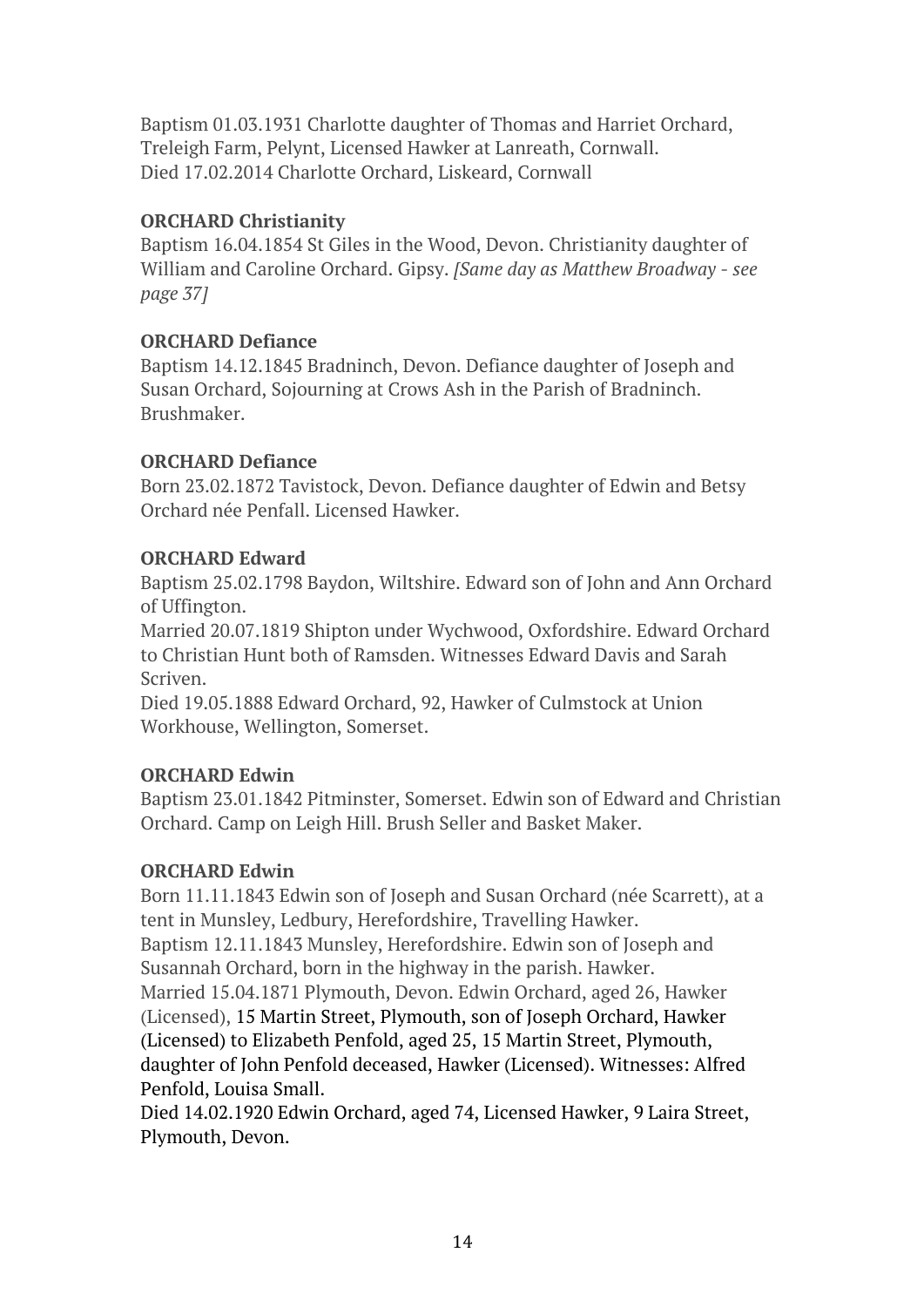Baptism 01.03.1931 Charlotte daughter of Thomas and Harriet Orchard, Treleigh Farm, Pelynt, Licensed Hawker at Lanreath, Cornwall.
Died 17.02.2014 Charlotte Orchard, Liskeard, Cornwall

**ORCHARD Christianity**
Baptism 16.04.1854 St Giles in the Wood, Devon. Christianity daughter of William and Caroline Orchard. Gipsy. *[Same day as Matthew Broadway - see page 37]*

**ORCHARD Defiance**
Baptism 14.12.1845 Bradninch, Devon. Defiance daughter of Joseph and Susan Orchard, Sojourning at Crows Ash in the Parish of Bradninch. Brushmaker.

**ORCHARD Defiance**
Born 23.02.1872 Tavistock, Devon. Defiance daughter of Edwin and Betsy Orchard née Penfall. Licensed Hawker.

**ORCHARD Edward**
Baptism 25.02.1798 Baydon, Wiltshire. Edward son of John and Ann Orchard of Uffington.
Married 20.07.1819 Shipton under Wychwood, Oxfordshire. Edward Orchard to Christian Hunt both of Ramsden. Witnesses Edward Davis and Sarah Scriven.
Died 19.05.1888 Edward Orchard, 92, Hawker of Culmstock at Union Workhouse, Wellington, Somerset.

**ORCHARD Edwin**
Baptism 23.01.1842 Pitminster, Somerset. Edwin son of Edward and Christian Orchard. Camp on Leigh Hill. Brush Seller and Basket Maker.

**ORCHARD Edwin**
Born 11.11.1843 Edwin son of Joseph and Susan Orchard (née Scarrett), at a tent in Munsley, Ledbury, Herefordshire, Travelling Hawker.
Baptism 12.11.1843 Munsley, Herefordshire. Edwin son of Joseph and Susannah Orchard, born in the highway in the parish. Hawker.
Married 15.04.1871 Plymouth, Devon. Edwin Orchard, aged 26, Hawker (Licensed), 15 Martin Street, Plymouth, son of Joseph Orchard, Hawker (Licensed) to Elizabeth Penfold, aged 25, 15 Martin Street, Plymouth, daughter of John Penfold deceased, Hawker (Licensed). Witnesses: Alfred Penfold, Louisa Small.
Died 14.02.1920 Edwin Orchard, aged 74, Licensed Hawker, 9 Laira Street, Plymouth, Devon.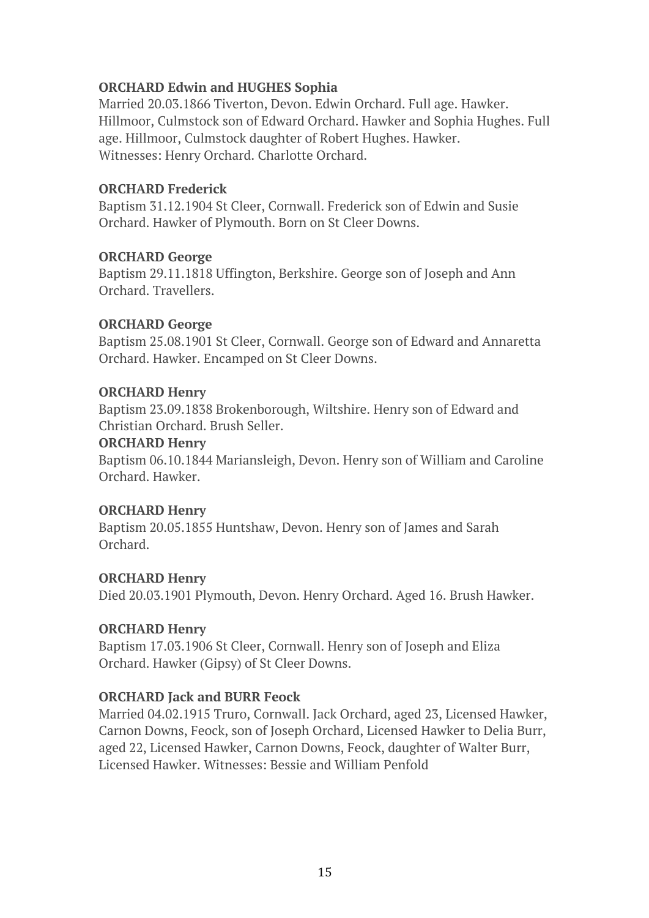**ORCHARD Edwin and HUGHES Sophia**
Married 20.03.1866 Tiverton, Devon. Edwin Orchard. Full age. Hawker. Hillmoor, Culmstock son of Edward Orchard. Hawker and Sophia Hughes. Full age. Hillmoor, Culmstock daughter of Robert Hughes. Hawker.
Witnesses: Henry Orchard. Charlotte Orchard.

**ORCHARD Frederick**
Baptism 31.12.1904 St Cleer, Cornwall. Frederick son of Edwin and Susie Orchard. Hawker of Plymouth. Born on St Cleer Downs.

**ORCHARD George**
Baptism 29.11.1818 Uffington, Berkshire. George son of Joseph and Ann Orchard. Travellers.

**ORCHARD George**
Baptism 25.08.1901 St Cleer, Cornwall. George son of Edward and Annaretta Orchard. Hawker. Encamped on St Cleer Downs.

**ORCHARD Henry**
Baptism 23.09.1838 Brokenborough, Wiltshire. Henry son of Edward and Christian Orchard. Brush Seller.

**ORCHARD Henry**
Baptism 06.10.1844 Mariansleigh, Devon. Henry son of William and Caroline Orchard. Hawker.

**ORCHARD Henry**
Baptism 20.05.1855 Huntshaw, Devon. Henry son of James and Sarah Orchard.

**ORCHARD Henry**
Died 20.03.1901 Plymouth, Devon. Henry Orchard. Aged 16. Brush Hawker.

**ORCHARD Henry**
Baptism 17.03.1906 St Cleer, Cornwall. Henry son of Joseph and Eliza Orchard. Hawker (Gipsy) of St Cleer Downs.

**ORCHARD Jack and BURR Feock**
Married 04.02.1915 Truro, Cornwall. Jack Orchard, aged 23, Licensed Hawker, Carnon Downs, Feock, son of Joseph Orchard, Licensed Hawker to Delia Burr, aged 22, Licensed Hawker, Carnon Downs, Feock, daughter of Walter Burr, Licensed Hawker. Witnesses: Bessie and William Penfold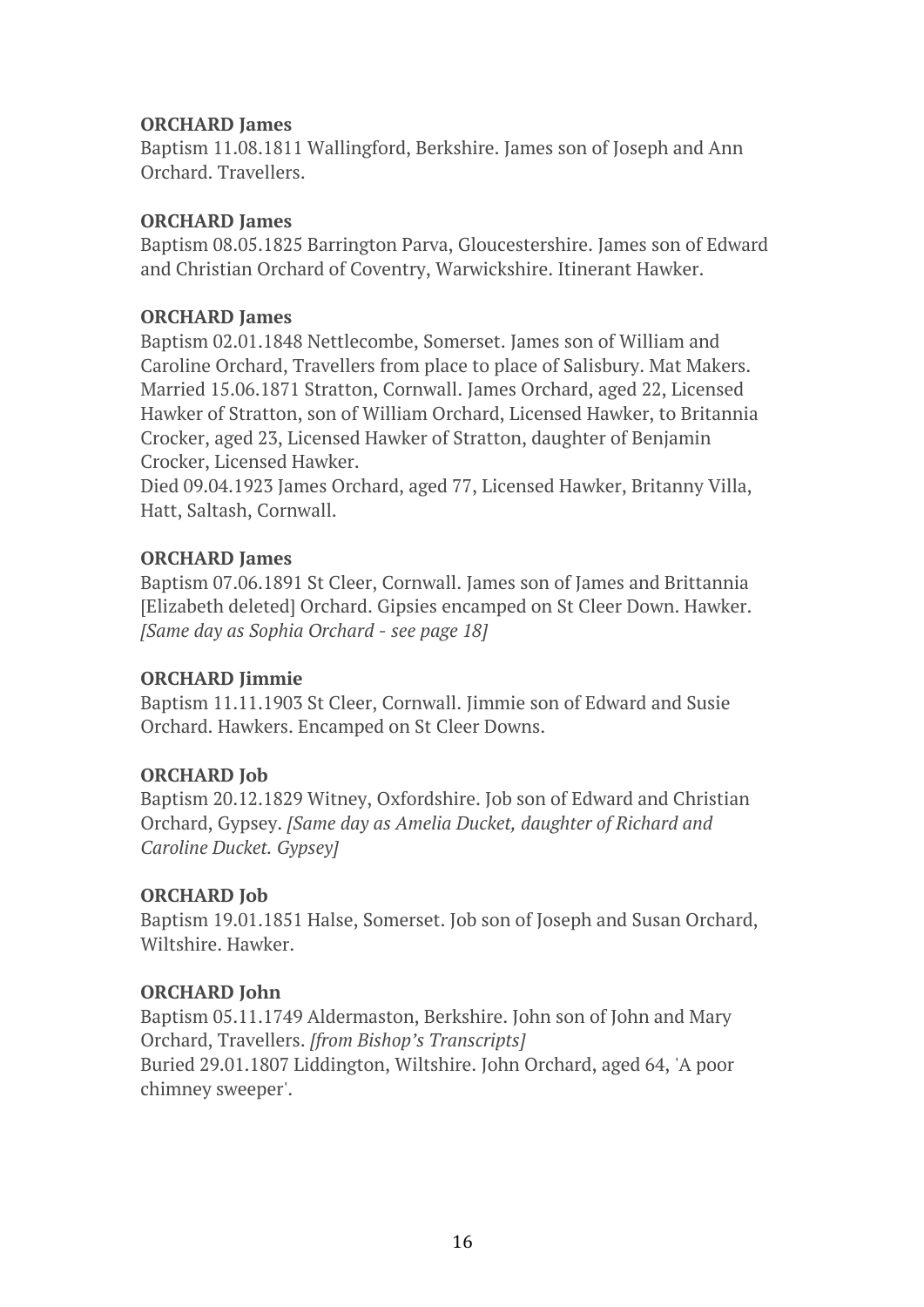**ORCHARD James**
Baptism 11.08.1811 Wallingford, Berkshire. James son of Joseph and Ann Orchard. Travellers.

**ORCHARD James**
Baptism 08.05.1825 Barrington Parva, Gloucestershire. James son of Edward and Christian Orchard of Coventry, Warwickshire. Itinerant Hawker.

**ORCHARD James**
Baptism 02.01.1848 Nettlecombe, Somerset. James son of William and Caroline Orchard, Travellers from place to place of Salisbury. Mat Makers.
Married 15.06.1871 Stratton, Cornwall. James Orchard, aged 22, Licensed Hawker of Stratton, son of William Orchard, Licensed Hawker, to Britannia Crocker, aged 23, Licensed Hawker of Stratton, daughter of Benjamin Crocker, Licensed Hawker.
Died 09.04.1923 James Orchard, aged 77, Licensed Hawker, Britanny Villa, Hatt, Saltash, Cornwall.

**ORCHARD James**
Baptism 07.06.1891 St Cleer, Cornwall. James son of James and Brittannia [Elizabeth deleted] Orchard. Gipsies encamped on St Cleer Down. Hawker. *[Same day as Sophia Orchard - see page 18]*

**ORCHARD Jimmie**
Baptism 11.11.1903 St Cleer, Cornwall. Jimmie son of Edward and Susie Orchard. Hawkers. Encamped on St Cleer Downs.

**ORCHARD Job**
Baptism 20.12.1829 Witney, Oxfordshire. Job son of Edward and Christian Orchard, Gypsey. *[Same day as Amelia Ducket, daughter of Richard and Caroline Ducket. Gypsey]*

**ORCHARD Job**
Baptism 19.01.1851 Halse, Somerset. Job son of Joseph and Susan Orchard, Wiltshire. Hawker.

**ORCHARD John**
Baptism 05.11.1749 Aldermaston, Berkshire. John son of John and Mary Orchard, Travellers. *[from Bishop's Transcripts]*
Buried 29.01.1807 Liddington, Wiltshire. John Orchard, aged 64, 'A poor chimney sweeper'.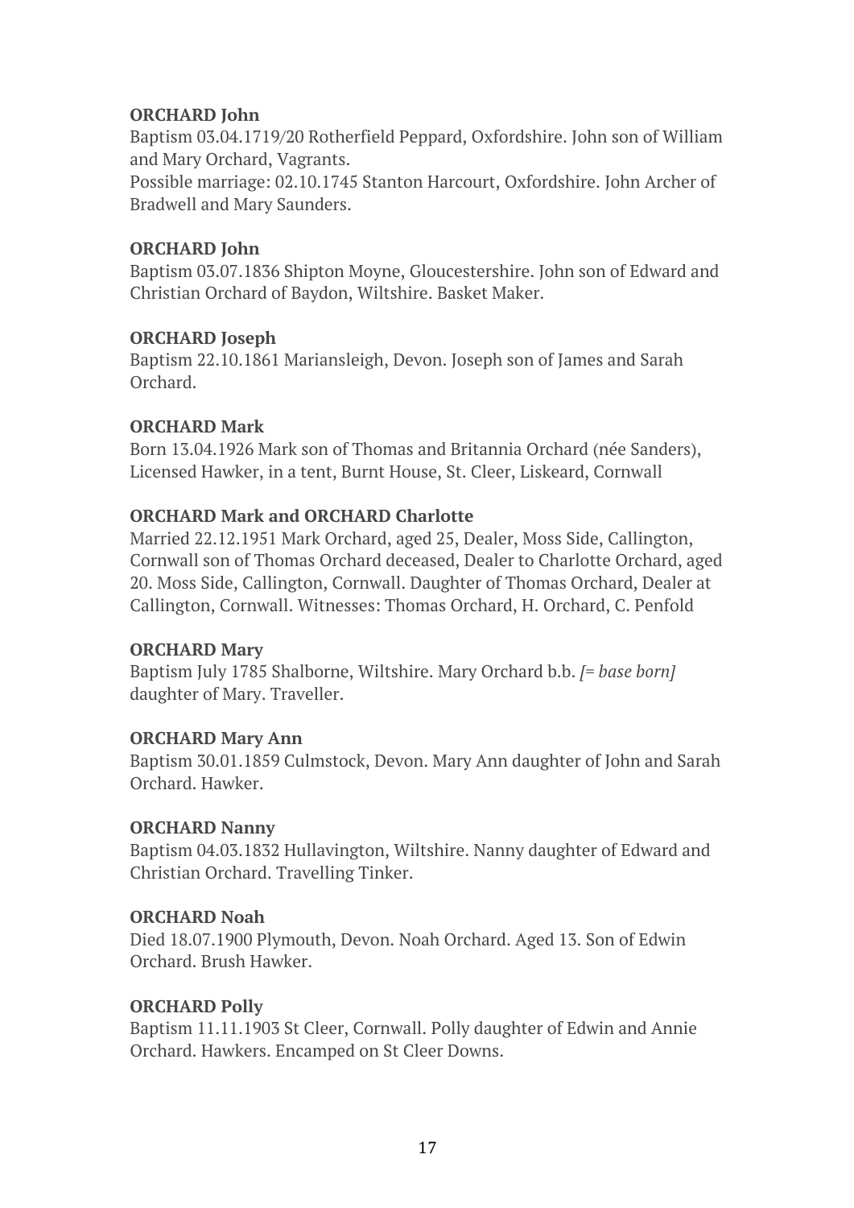**ORCHARD John**

Baptism 03.04.1719/20 Rotherfield Peppard, Oxfordshire. John son of William and Mary Orchard, Vagrants.

Possible marriage: 02.10.1745 Stanton Harcourt, Oxfordshire. John Archer of Bradwell and Mary Saunders.

**ORCHARD John**

Baptism 03.07.1836 Shipton Moyne, Gloucestershire. John son of Edward and Christian Orchard of Baydon, Wiltshire. Basket Maker.

**ORCHARD Joseph**

Baptism 22.10.1861 Mariansleigh, Devon. Joseph son of James and Sarah Orchard.

**ORCHARD Mark**

Born 13.04.1926 Mark son of Thomas and Britannia Orchard (née Sanders), Licensed Hawker, in a tent, Burnt House, St. Cleer, Liskeard, Cornwall

**ORCHARD Mark and ORCHARD Charlotte**

Married 22.12.1951 Mark Orchard, aged 25, Dealer, Moss Side, Callington, Cornwall son of Thomas Orchard deceased, Dealer to Charlotte Orchard, aged 20. Moss Side, Callington, Cornwall. Daughter of Thomas Orchard, Dealer at Callington, Cornwall. Witnesses: Thomas Orchard, H. Orchard, C. Penfold

**ORCHARD Mary**

Baptism July 1785 Shalborne, Wiltshire. Mary Orchard b.b. *[= base born]* daughter of Mary. Traveller.

**ORCHARD Mary Ann**

Baptism 30.01.1859 Culmstock, Devon. Mary Ann daughter of John and Sarah Orchard. Hawker.

**ORCHARD Nanny**

Baptism 04.03.1832 Hullavington, Wiltshire. Nanny daughter of Edward and Christian Orchard. Travelling Tinker.

**ORCHARD Noah**

Died 18.07.1900 Plymouth, Devon. Noah Orchard. Aged 13. Son of Edwin Orchard. Brush Hawker.

**ORCHARD Polly**

Baptism 11.11.1903 St Cleer, Cornwall. Polly daughter of Edwin and Annie Orchard. Hawkers. Encamped on St Cleer Downs.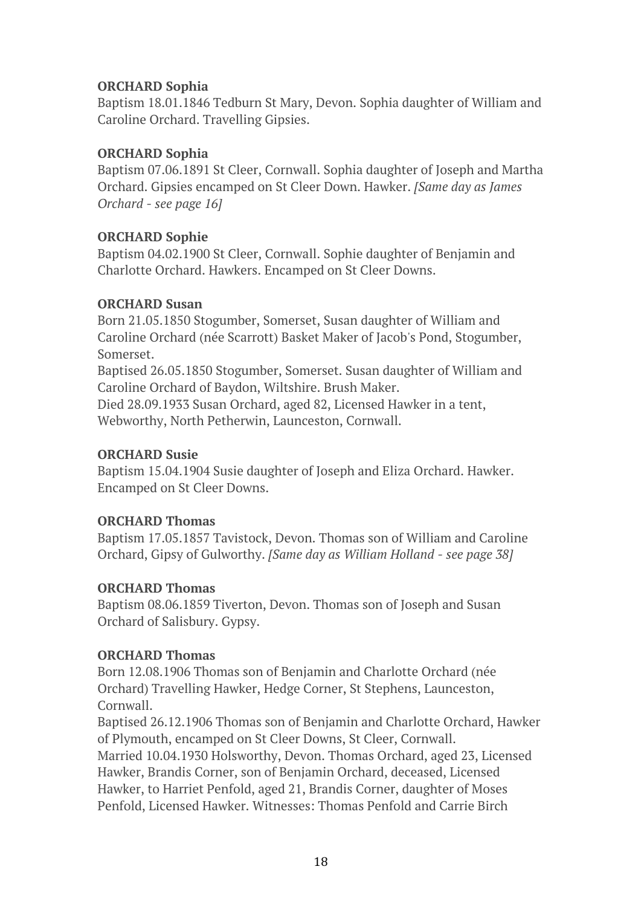**ORCHARD Sophia**
Baptism 18.01.1846 Tedburn St Mary, Devon. Sophia daughter of William and Caroline Orchard. Travelling Gipsies.

**ORCHARD Sophia**
Baptism 07.06.1891 St Cleer, Cornwall. Sophia daughter of Joseph and Martha Orchard. Gipsies encamped on St Cleer Down. Hawker. *[Same day as James Orchard - see page 16]*

**ORCHARD Sophie**
Baptism 04.02.1900 St Cleer, Cornwall. Sophie daughter of Benjamin and Charlotte Orchard. Hawkers. Encamped on St Cleer Downs.

**ORCHARD Susan**
Born 21.05.1850 Stogumber, Somerset, Susan daughter of William and Caroline Orchard (née Scarrott) Basket Maker of Jacob's Pond, Stogumber, Somerset.
Baptised 26.05.1850 Stogumber, Somerset. Susan daughter of William and Caroline Orchard of Baydon, Wiltshire. Brush Maker.
Died 28.09.1933 Susan Orchard, aged 82, Licensed Hawker in a tent, Webworthy, North Petherwin, Launceston, Cornwall.

**ORCHARD Susie**
Baptism 15.04.1904 Susie daughter of Joseph and Eliza Orchard. Hawker. Encamped on St Cleer Downs.

**ORCHARD Thomas**
Baptism 17.05.1857 Tavistock, Devon. Thomas son of William and Caroline Orchard, Gipsy of Gulworthy. *[Same day as William Holland - see page 38]*

**ORCHARD Thomas**
Baptism 08.06.1859 Tiverton, Devon. Thomas son of Joseph and Susan Orchard of Salisbury. Gypsy.

**ORCHARD Thomas**
Born 12.08.1906 Thomas son of Benjamin and Charlotte Orchard (née Orchard) Travelling Hawker, Hedge Corner, St Stephens, Launceston, Cornwall.
Baptised 26.12.1906 Thomas son of Benjamin and Charlotte Orchard, Hawker of Plymouth, encamped on St Cleer Downs, St Cleer, Cornwall.
Married 10.04.1930 Holsworthy, Devon. Thomas Orchard, aged 23, Licensed Hawker, Brandis Corner, son of Benjamin Orchard, deceased, Licensed Hawker, to Harriet Penfold, aged 21, Brandis Corner, daughter of Moses Penfold, Licensed Hawker. Witnesses: Thomas Penfold and Carrie Birch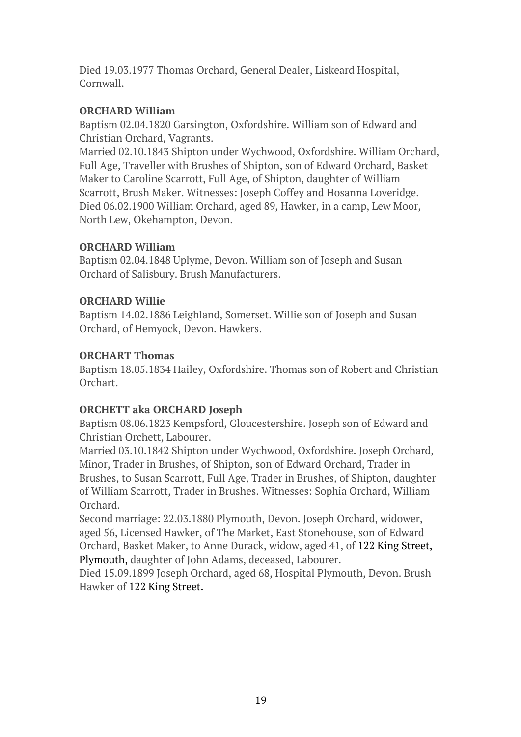Died 19.03.1977 Thomas Orchard, General Dealer, Liskeard Hospital, Cornwall.

**ORCHARD William**

Baptism 02.04.1820 Garsington, Oxfordshire. William son of Edward and Christian Orchard, Vagrants.

Married 02.10.1843 Shipton under Wychwood, Oxfordshire. William Orchard, Full Age, Traveller with Brushes of Shipton, son of Edward Orchard, Basket Maker to Caroline Scarrott, Full Age, of Shipton, daughter of William Scarrott, Brush Maker. Witnesses: Joseph Coffey and Hosanna Loveridge.

Died 06.02.1900 William Orchard, aged 89, Hawker, in a camp, Lew Moor, North Lew, Okehampton, Devon.

**ORCHARD William**

Baptism 02.04.1848 Uplyme, Devon. William son of Joseph and Susan Orchard of Salisbury. Brush Manufacturers.

**ORCHARD Willie**

Baptism 14.02.1886 Leighland, Somerset. Willie son of Joseph and Susan Orchard, of Hemyock, Devon. Hawkers.

**ORCHART Thomas**

Baptism 18.05.1834 Hailey, Oxfordshire. Thomas son of Robert and Christian Orchart.

**ORCHETT aka ORCHARD Joseph**

Baptism 08.06.1823 Kempsford, Gloucestershire. Joseph son of Edward and Christian Orchett, Labourer.

Married 03.10.1842 Shipton under Wychwood, Oxfordshire. Joseph Orchard, Minor, Trader in Brushes, of Shipton, son of Edward Orchard, Trader in Brushes, to Susan Scarrott, Full Age, Trader in Brushes, of Shipton, daughter of William Scarrott, Trader in Brushes. Witnesses: Sophia Orchard, William Orchard.

Second marriage: 22.03.1880 Plymouth, Devon. Joseph Orchard, widower, aged 56, Licensed Hawker, of The Market, East Stonehouse, son of Edward Orchard, Basket Maker, to Anne Durack, widow, aged 41, of 122 King Street, Plymouth, daughter of John Adams, deceased, Labourer.

Died 15.09.1899 Joseph Orchard, aged 68, Hospital Plymouth, Devon. Brush Hawker of 122 King Street.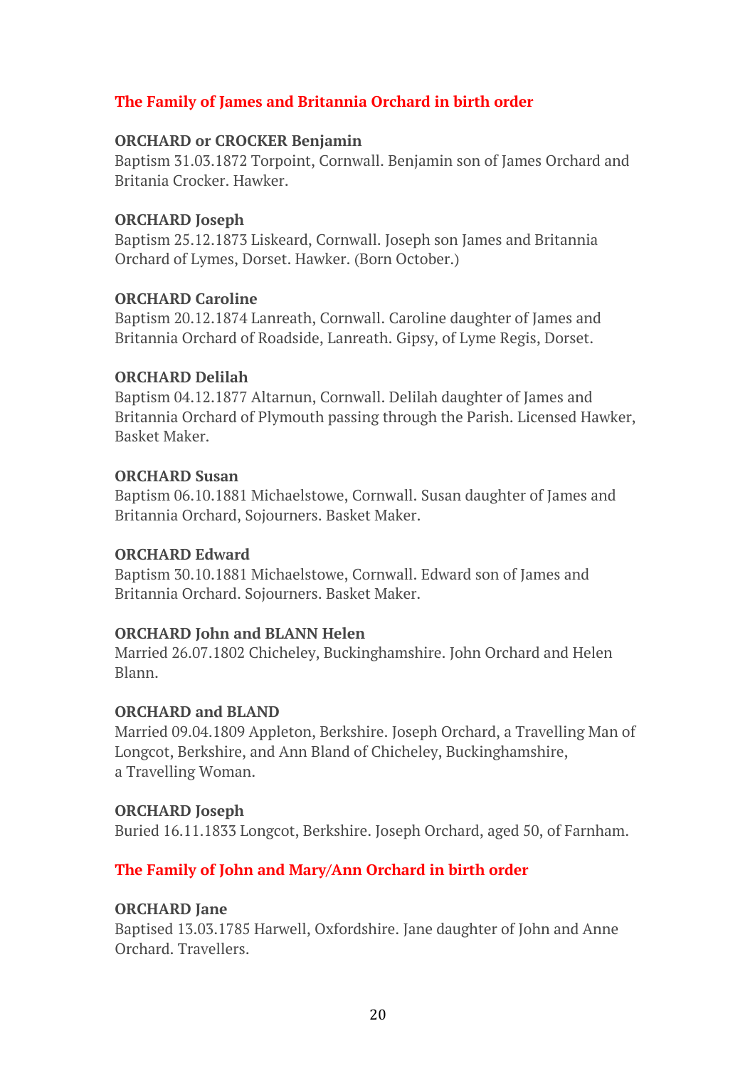## The Family of James and Britannia Orchard in birth order

**ORCHARD or CROCKER Benjamin**
Baptism 31.03.1872 Torpoint, Cornwall. Benjamin son of James Orchard and Britania Crocker. Hawker.

**ORCHARD Joseph**
Baptism 25.12.1873 Liskeard, Cornwall. Joseph son James and Britannia Orchard of Lymes, Dorset. Hawker. (Born October.)

**ORCHARD Caroline**
Baptism 20.12.1874 Lanreath, Cornwall. Caroline daughter of James and Britannia Orchard of Roadside, Lanreath. Gipsy, of Lyme Regis, Dorset.

**ORCHARD Delilah**
Baptism 04.12.1877 Altarnun, Cornwall. Delilah daughter of James and Britannia Orchard of Plymouth passing through the Parish. Licensed Hawker, Basket Maker.

**ORCHARD Susan**
Baptism 06.10.1881 Michaelstowe, Cornwall. Susan daughter of James and Britannia Orchard, Sojourners. Basket Maker.

**ORCHARD Edward**
Baptism 30.10.1881 Michaelstowe, Cornwall. Edward son of James and Britannia Orchard. Sojourners. Basket Maker.

**ORCHARD John and BLANN Helen**
Married 26.07.1802 Chicheley, Buckinghamshire. John Orchard and Helen Blann.

**ORCHARD and BLAND**
Married 09.04.1809 Appleton, Berkshire. Joseph Orchard, a Travelling Man of Longcot, Berkshire, and Ann Bland of Chicheley, Buckinghamshire, a Travelling Woman.

**ORCHARD Joseph**
Buried 16.11.1833 Longcot, Berkshire. Joseph Orchard, aged 50, of Farnham.

## The Family of John and Mary/Ann Orchard in birth order

**ORCHARD Jane**
Baptised 13.03.1785 Harwell, Oxfordshire. Jane daughter of John and Anne Orchard. Travellers.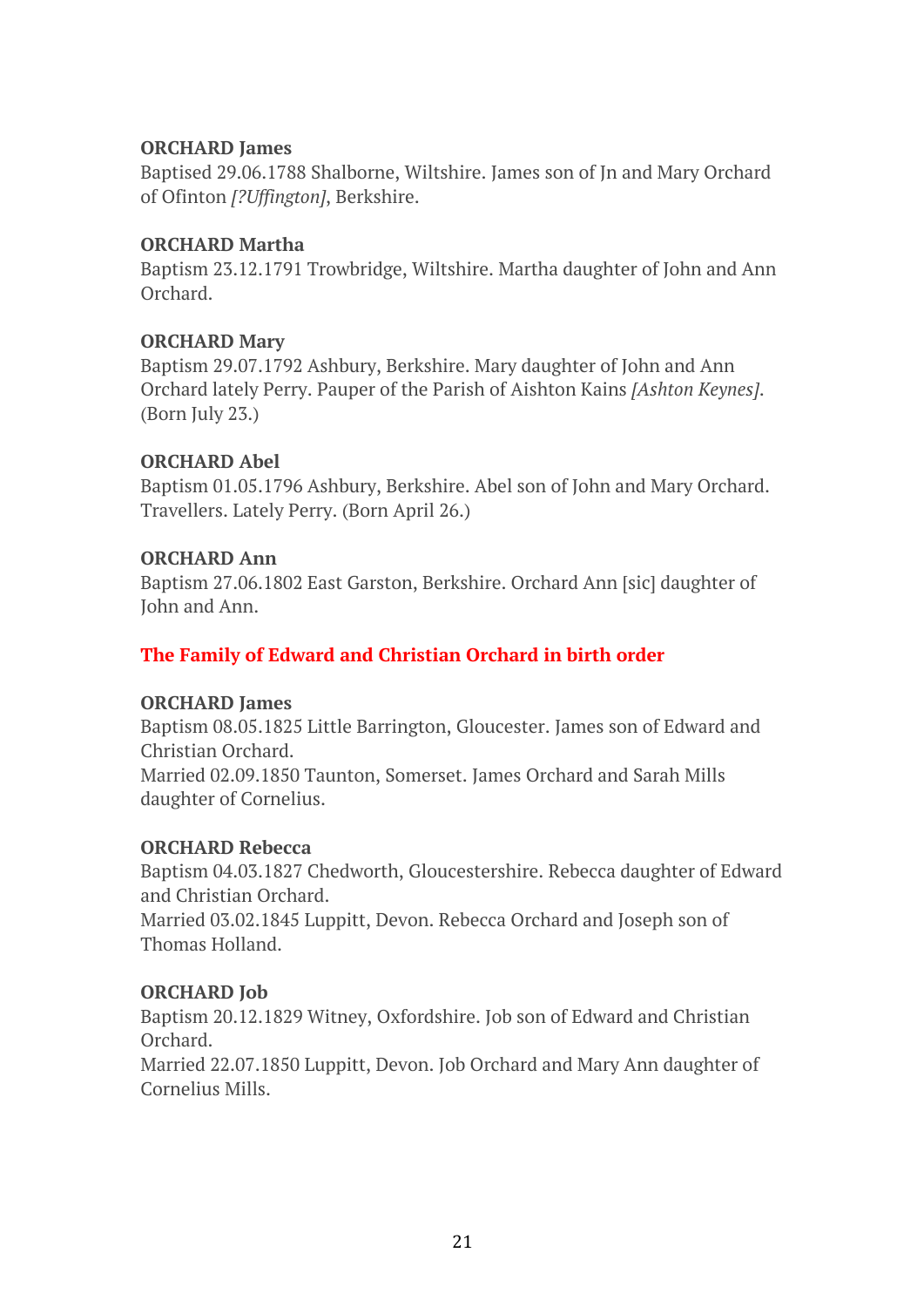**ORCHARD James**
Baptised 29.06.1788 Shalborne, Wiltshire. James son of Jn and Mary Orchard of Ofinton *[?Uffington]*, Berkshire.

**ORCHARD Martha**
Baptism 23.12.1791 Trowbridge, Wiltshire. Martha daughter of John and Ann Orchard.

**ORCHARD Mary**
Baptism 29.07.1792 Ashbury, Berkshire. Mary daughter of John and Ann Orchard lately Perry. Pauper of the Parish of Aishton Kains *[Ashton Keynes]*. (Born July 23.)

**ORCHARD Abel**
Baptism 01.05.1796 Ashbury, Berkshire. Abel son of John and Mary Orchard. Travellers. Lately Perry. (Born April 26.)

**ORCHARD Ann**
Baptism 27.06.1802 East Garston, Berkshire. Orchard Ann [sic] daughter of John and Ann.

## The Family of Edward and Christian Orchard in birth order

**ORCHARD James**
Baptism 08.05.1825 Little Barrington, Gloucester. James son of Edward and Christian Orchard.
Married 02.09.1850 Taunton, Somerset. James Orchard and Sarah Mills daughter of Cornelius.

**ORCHARD Rebecca**
Baptism 04.03.1827 Chedworth, Gloucestershire. Rebecca daughter of Edward and Christian Orchard.
Married 03.02.1845 Luppitt, Devon. Rebecca Orchard and Joseph son of Thomas Holland.

**ORCHARD Job**
Baptism 20.12.1829 Witney, Oxfordshire. Job son of Edward and Christian Orchard.
Married 22.07.1850 Luppitt, Devon. Job Orchard and Mary Ann daughter of Cornelius Mills.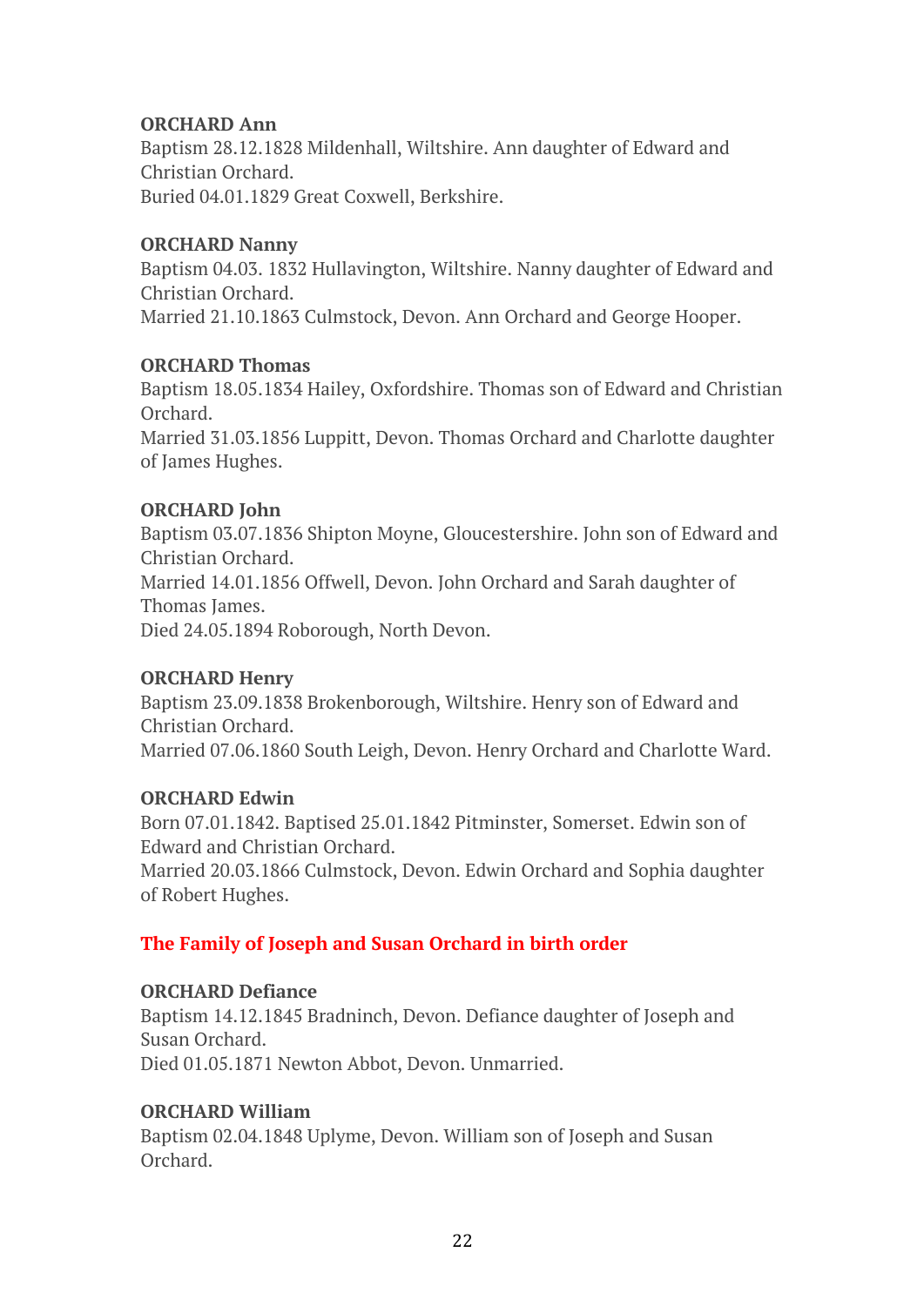**ORCHARD Ann**
Baptism 28.12.1828 Mildenhall, Wiltshire. Ann daughter of Edward and Christian Orchard.
Buried 04.01.1829 Great Coxwell, Berkshire.

**ORCHARD Nanny**
Baptism 04.03. 1832 Hullavington, Wiltshire. Nanny daughter of Edward and Christian Orchard.
Married 21.10.1863 Culmstock, Devon. Ann Orchard and George Hooper.

**ORCHARD Thomas**
Baptism 18.05.1834 Hailey, Oxfordshire. Thomas son of Edward and Christian Orchard.
Married 31.03.1856 Luppitt, Devon. Thomas Orchard and Charlotte daughter of James Hughes.

**ORCHARD John**
Baptism 03.07.1836 Shipton Moyne, Gloucestershire. John son of Edward and Christian Orchard.
Married 14.01.1856 Offwell, Devon. John Orchard and Sarah daughter of Thomas James.
Died 24.05.1894 Roborough, North Devon.

**ORCHARD Henry**
Baptism 23.09.1838 Brokenborough, Wiltshire. Henry son of Edward and Christian Orchard.
Married 07.06.1860 South Leigh, Devon. Henry Orchard and Charlotte Ward.

**ORCHARD Edwin**
Born 07.01.1842. Baptised 25.01.1842 Pitminster, Somerset. Edwin son of Edward and Christian Orchard.
Married 20.03.1866 Culmstock, Devon. Edwin Orchard and Sophia daughter of Robert Hughes.

## The Family of Joseph and Susan Orchard in birth order

**ORCHARD Defiance**
Baptism 14.12.1845 Bradninch, Devon. Defiance daughter of Joseph and Susan Orchard.
Died 01.05.1871 Newton Abbot, Devon. Unmarried.

**ORCHARD William**
Baptism 02.04.1848 Uplyme, Devon. William son of Joseph and Susan Orchard.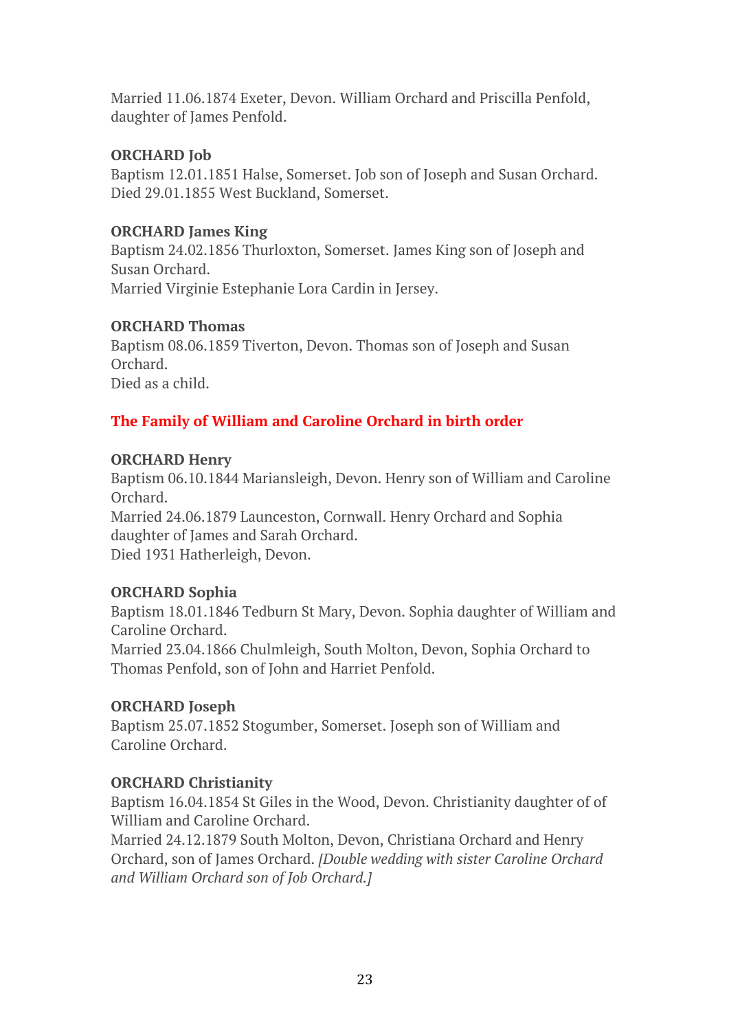Married 11.06.1874 Exeter, Devon. William Orchard and Priscilla Penfold, daughter of James Penfold.

**ORCHARD Job**
Baptism 12.01.1851 Halse, Somerset. Job son of Joseph and Susan Orchard.
Died 29.01.1855 West Buckland, Somerset.

**ORCHARD James King**
Baptism 24.02.1856 Thurloxton, Somerset. James King son of Joseph and Susan Orchard.
Married Virginie Estephanie Lora Cardin in Jersey.

**ORCHARD Thomas**
Baptism 08.06.1859 Tiverton, Devon. Thomas son of Joseph and Susan Orchard.
Died as a child.

## The Family of William and Caroline Orchard in birth order

**ORCHARD Henry**
Baptism 06.10.1844 Mariansleigh, Devon. Henry son of William and Caroline Orchard.
Married 24.06.1879 Launceston, Cornwall. Henry Orchard and Sophia daughter of James and Sarah Orchard.
Died 1931 Hatherleigh, Devon.

**ORCHARD Sophia**
Baptism 18.01.1846 Tedburn St Mary, Devon. Sophia daughter of William and Caroline Orchard.
Married 23.04.1866 Chulmleigh, South Molton, Devon, Sophia Orchard to Thomas Penfold, son of John and Harriet Penfold.

**ORCHARD Joseph**
Baptism 25.07.1852 Stogumber, Somerset. Joseph son of William and Caroline Orchard.

**ORCHARD Christianity**
Baptism 16.04.1854 St Giles in the Wood, Devon. Christianity daughter of of William and Caroline Orchard.
Married 24.12.1879 South Molton, Devon, Christiana Orchard and Henry Orchard, son of James Orchard. *[Double wedding with sister Caroline Orchard and William Orchard son of Job Orchard.]*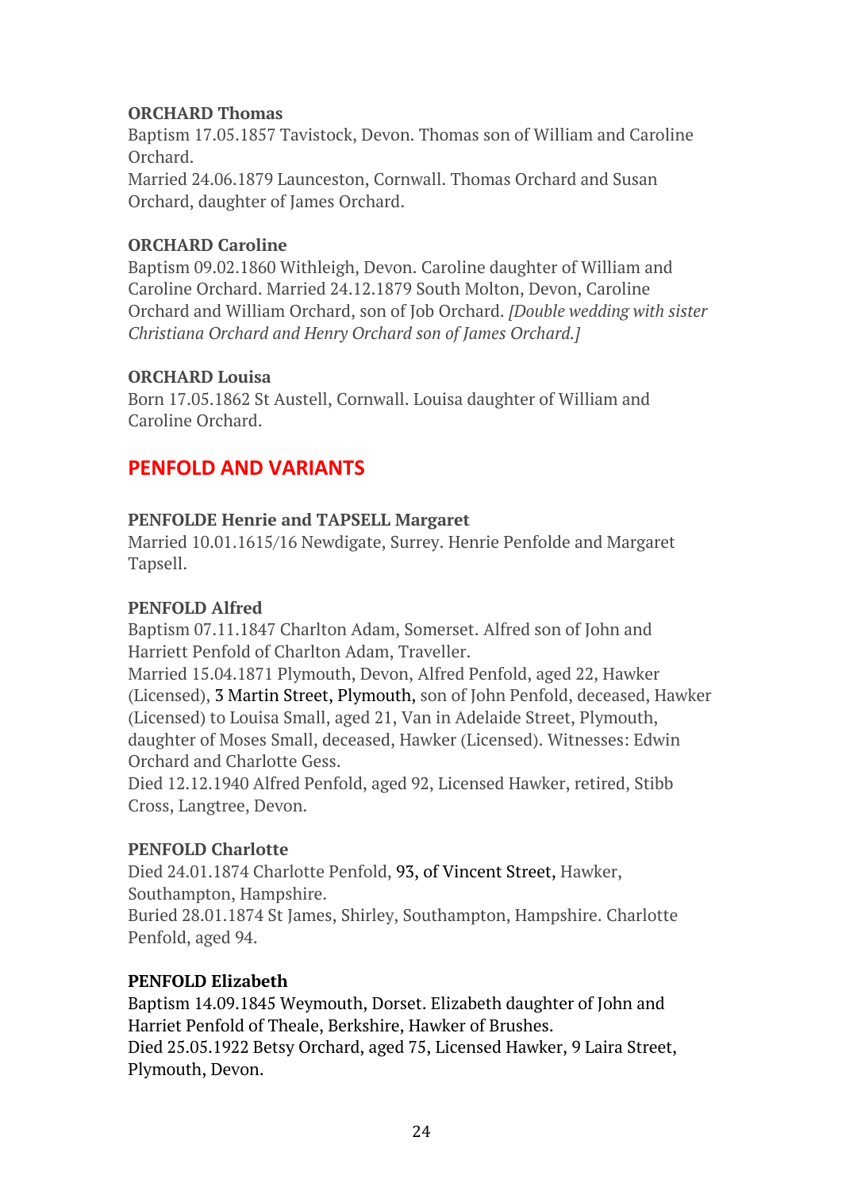**ORCHARD Thomas**
Baptism 17.05.1857 Tavistock, Devon. Thomas son of William and Caroline Orchard.
Married 24.06.1879 Launceston, Cornwall. Thomas Orchard and Susan Orchard, daughter of James Orchard.

**ORCHARD Caroline**
Baptism 09.02.1860 Withleigh, Devon. Caroline daughter of William and Caroline Orchard. Married 24.12.1879 South Molton, Devon, Caroline Orchard and William Orchard, son of Job Orchard. *[Double wedding with sister Christiana Orchard and Henry Orchard son of James Orchard.]*

**ORCHARD Louisa**
Born 17.05.1862 St Austell, Cornwall. Louisa daughter of William and Caroline Orchard.

## PENFOLD AND VARIANTS

**PENFOLDE Henrie and TAPSELL Margaret**
Married 10.01.1615/16 Newdigate, Surrey. Henrie Penfolde and Margaret Tapsell.

**PENFOLD Alfred**
Baptism 07.11.1847 Charlton Adam, Somerset. Alfred son of John and Harriett Penfold of Charlton Adam, Traveller.
Married 15.04.1871 Plymouth, Devon, Alfred Penfold, aged 22, Hawker (Licensed), 3 Martin Street, Plymouth, son of John Penfold, deceased, Hawker (Licensed) to Louisa Small, aged 21, Van in Adelaide Street, Plymouth, daughter of Moses Small, deceased, Hawker (Licensed). Witnesses: Edwin Orchard and Charlotte Gess.
Died 12.12.1940 Alfred Penfold, aged 92, Licensed Hawker, retired, Stibb Cross, Langtree, Devon.

**PENFOLD Charlotte**
Died 24.01.1874 Charlotte Penfold, 93, of Vincent Street, Hawker, Southampton, Hampshire.
Buried 28.01.1874 St James, Shirley, Southampton, Hampshire. Charlotte Penfold, aged 94.

**PENFOLD Elizabeth**
Baptism 14.09.1845 Weymouth, Dorset. Elizabeth daughter of John and Harriet Penfold of Theale, Berkshire, Hawker of Brushes.
Died 25.05.1922 Betsy Orchard, aged 75, Licensed Hawker, 9 Laira Street, Plymouth, Devon.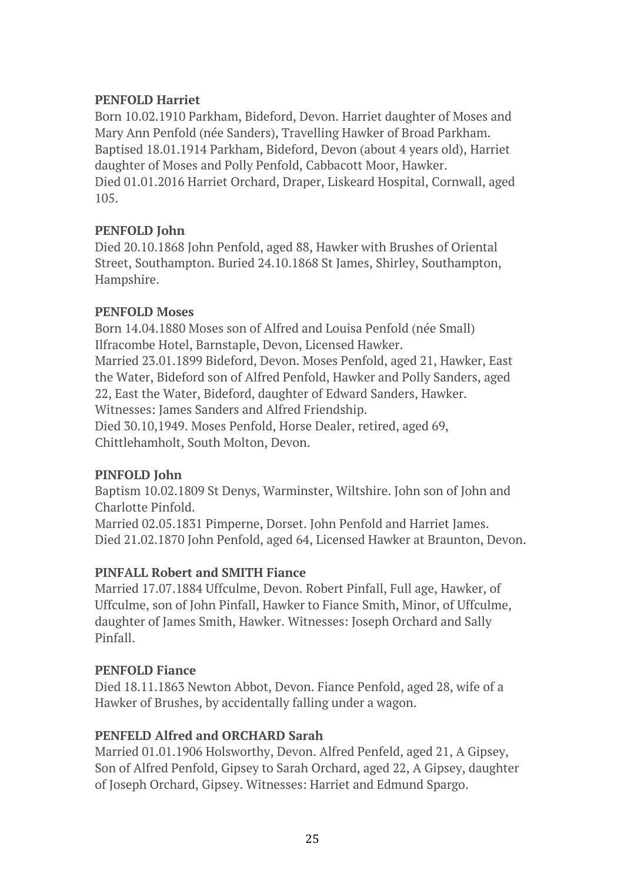**PENFOLD Harriet**

Born 10.02.1910 Parkham, Bideford, Devon. Harriet daughter of Moses and Mary Ann Penfold (née Sanders), Travelling Hawker of Broad Parkham. Baptised 18.01.1914 Parkham, Bideford, Devon (about 4 years old), Harriet daughter of Moses and Polly Penfold, Cabbacott Moor, Hawker. Died 01.01.2016 Harriet Orchard, Draper, Liskeard Hospital, Cornwall, aged 105.

**PENFOLD John**

Died 20.10.1868 John Penfold, aged 88, Hawker with Brushes of Oriental Street, Southampton. Buried 24.10.1868 St James, Shirley, Southampton, Hampshire.

**PENFOLD Moses**

Born 14.04.1880 Moses son of Alfred and Louisa Penfold (née Small) Ilfracombe Hotel, Barnstaple, Devon, Licensed Hawker.
Married 23.01.1899 Bideford, Devon. Moses Penfold, aged 21, Hawker, East the Water, Bideford son of Alfred Penfold, Hawker and Polly Sanders, aged 22, East the Water, Bideford, daughter of Edward Sanders, Hawker. Witnesses: James Sanders and Alfred Friendship.
Died 30.10,1949. Moses Penfold, Horse Dealer, retired, aged 69, Chittlehamholt, South Molton, Devon.

**PINFOLD John**

Baptism 10.02.1809 St Denys, Warminster, Wiltshire. John son of John and Charlotte Pinfold.
Married 02.05.1831 Pimperne, Dorset. John Penfold and Harriet James.
Died 21.02.1870 John Penfold, aged 64, Licensed Hawker at Braunton, Devon.

**PINFALL Robert and SMITH Fiance**

Married 17.07.1884 Uffculme, Devon. Robert Pinfall, Full age, Hawker, of Uffculme, son of John Pinfall, Hawker to Fiance Smith, Minor, of Uffculme, daughter of James Smith, Hawker. Witnesses: Joseph Orchard and Sally Pinfall.

**PENFOLD Fiance**

Died 18.11.1863 Newton Abbot, Devon. Fiance Penfold, aged 28, wife of a Hawker of Brushes, by accidentally falling under a wagon.

**PENFELD Alfred and ORCHARD Sarah**

Married 01.01.1906 Holsworthy, Devon. Alfred Penfeld, aged 21, A Gipsey, Son of Alfred Penfold, Gipsey to Sarah Orchard, aged 22, A Gipsey, daughter of Joseph Orchard, Gipsey. Witnesses: Harriet and Edmund Spargo.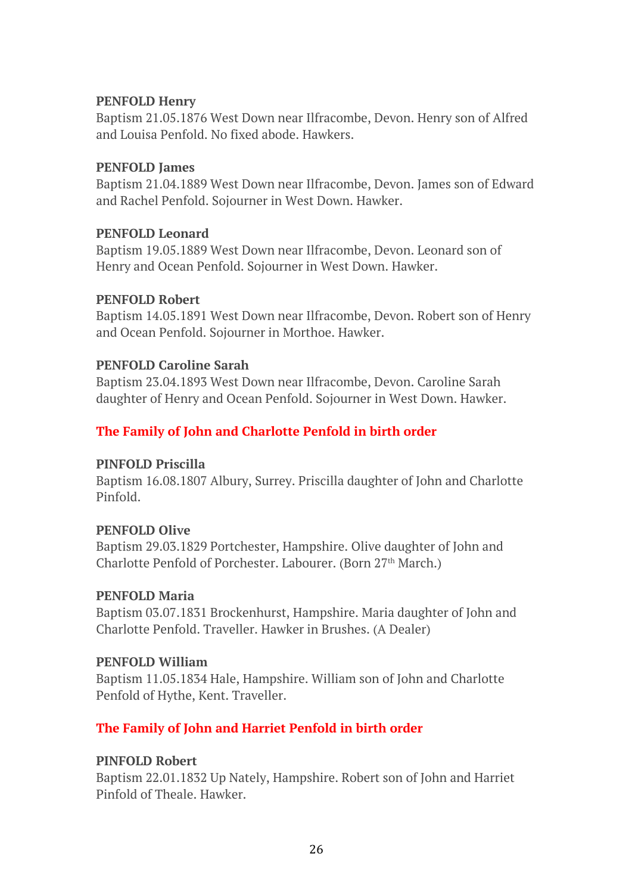**PENFOLD Henry**
Baptism 21.05.1876 West Down near Ilfracombe, Devon. Henry son of Alfred and Louisa Penfold. No fixed abode. Hawkers.

**PENFOLD James**
Baptism 21.04.1889 West Down near Ilfracombe, Devon. James son of Edward and Rachel Penfold. Sojourner in West Down. Hawker.

**PENFOLD Leonard**
Baptism 19.05.1889 West Down near Ilfracombe, Devon. Leonard son of Henry and Ocean Penfold. Sojourner in West Down. Hawker.

**PENFOLD Robert**
Baptism 14.05.1891 West Down near Ilfracombe, Devon. Robert son of Henry and Ocean Penfold. Sojourner in Morthoe. Hawker.

**PENFOLD Caroline Sarah**
Baptism 23.04.1893 West Down near Ilfracombe, Devon. Caroline Sarah daughter of Henry and Ocean Penfold. Sojourner in West Down. Hawker.

## The Family of John and Charlotte Penfold in birth order

**PINFOLD Priscilla**
Baptism 16.08.1807 Albury, Surrey. Priscilla daughter of John and Charlotte Pinfold.

**PENFOLD Olive**
Baptism 29.03.1829 Portchester, Hampshire. Olive daughter of John and Charlotte Penfold of Porchester. Labourer. (Born 27th March.)

**PENFOLD Maria**
Baptism 03.07.1831 Brockenhurst, Hampshire. Maria daughter of John and Charlotte Penfold. Traveller. Hawker in Brushes. (A Dealer)

**PENFOLD William**
Baptism 11.05.1834 Hale, Hampshire. William son of John and Charlotte Penfold of Hythe, Kent. Traveller.

## The Family of John and Harriet Penfold in birth order

**PINFOLD Robert**
Baptism 22.01.1832 Up Nately, Hampshire. Robert son of John and Harriet Pinfold of Theale. Hawker.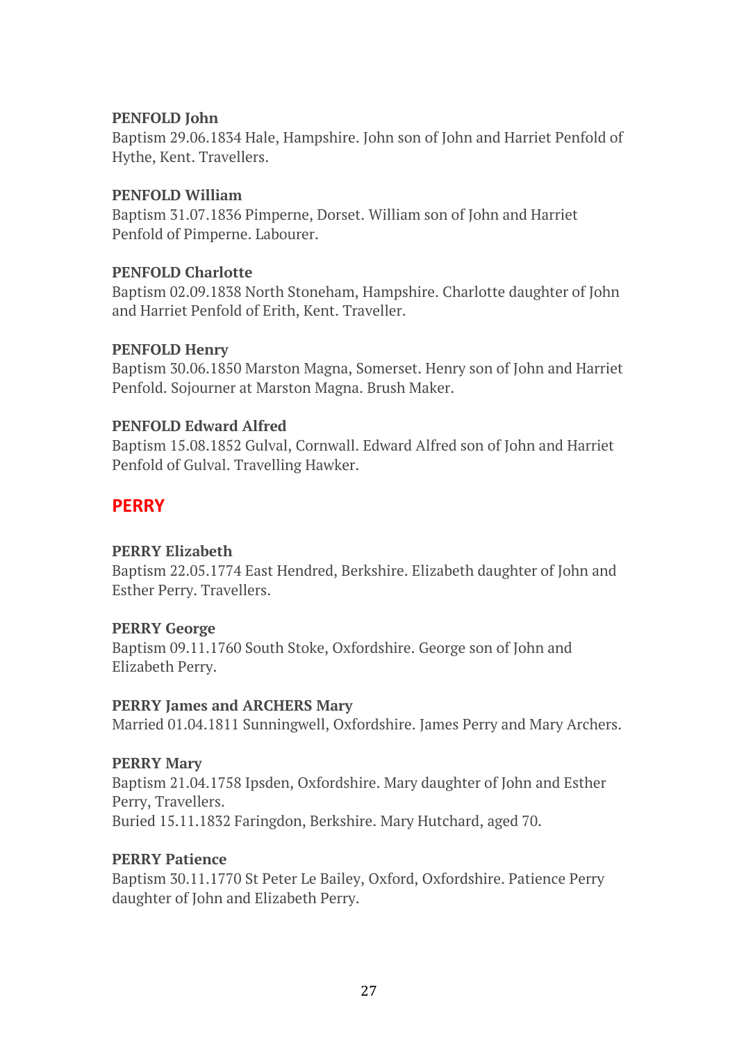**PENFOLD John**
Baptism 29.06.1834 Hale, Hampshire. John son of John and Harriet Penfold of Hythe, Kent. Travellers.

**PENFOLD William**
Baptism 31.07.1836 Pimperne, Dorset. William son of John and Harriet Penfold of Pimperne. Labourer.

**PENFOLD Charlotte**
Baptism 02.09.1838 North Stoneham, Hampshire. Charlotte daughter of John and Harriet Penfold of Erith, Kent. Traveller.

**PENFOLD Henry**
Baptism 30.06.1850 Marston Magna, Somerset. Henry son of John and Harriet Penfold. Sojourner at Marston Magna. Brush Maker.

**PENFOLD Edward Alfred**
Baptism 15.08.1852 Gulval, Cornwall. Edward Alfred son of John and Harriet Penfold of Gulval. Travelling Hawker.

## PERRY

**PERRY Elizabeth**
Baptism 22.05.1774 East Hendred, Berkshire. Elizabeth daughter of John and Esther Perry. Travellers.

**PERRY George**
Baptism 09.11.1760 South Stoke, Oxfordshire. George son of John and Elizabeth Perry.

**PERRY James and ARCHERS Mary**
Married 01.04.1811 Sunningwell, Oxfordshire. James Perry and Mary Archers.

**PERRY Mary**
Baptism 21.04.1758 Ipsden, Oxfordshire. Mary daughter of John and Esther Perry, Travellers.
Buried 15.11.1832 Faringdon, Berkshire. Mary Hutchard, aged 70.

**PERRY Patience**
Baptism 30.11.1770 St Peter Le Bailey, Oxford, Oxfordshire. Patience Perry daughter of John and Elizabeth Perry.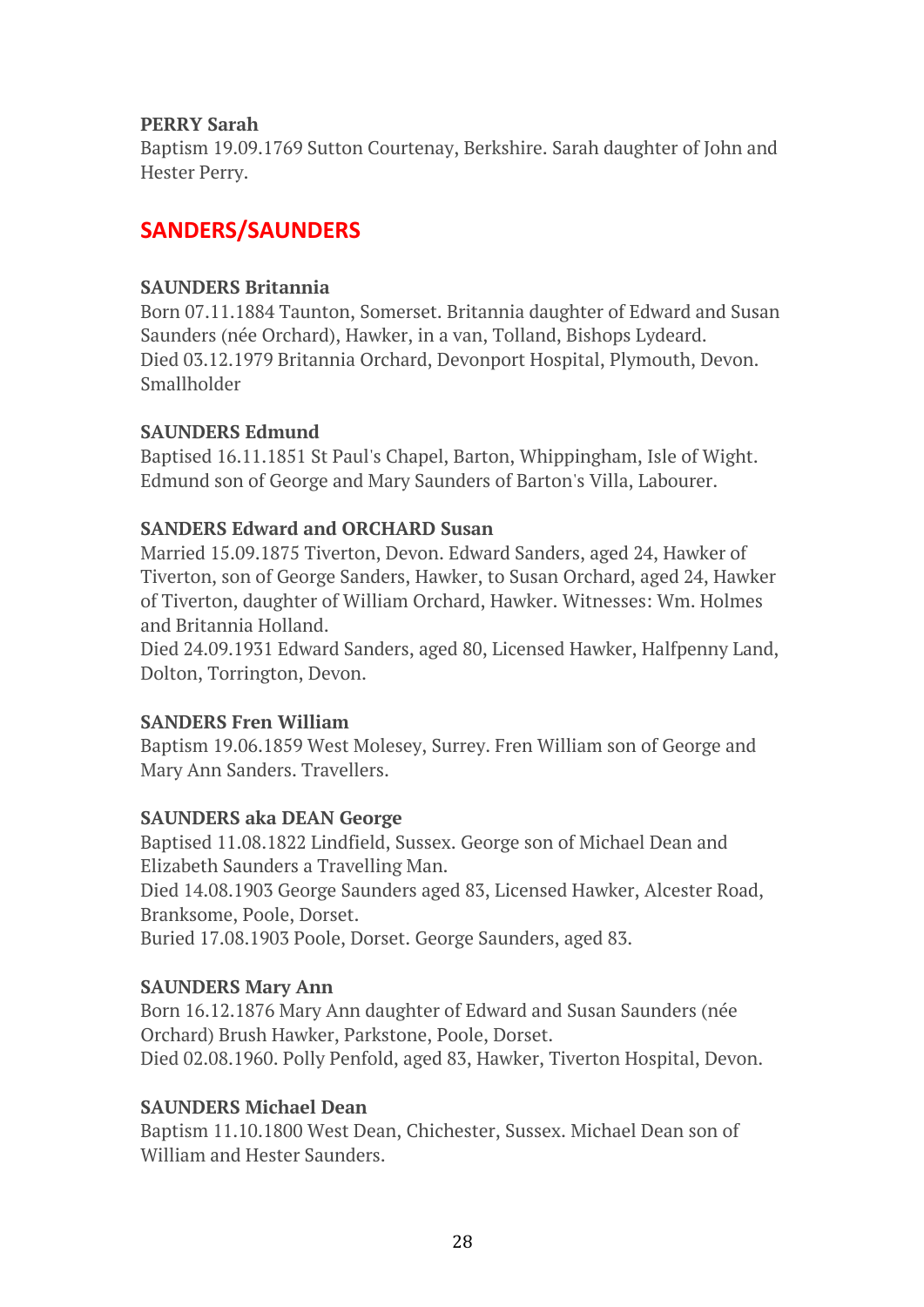**PERRY Sarah**
Baptism 19.09.1769 Sutton Courtenay, Berkshire. Sarah daughter of John and Hester Perry.

## SANDERS/SAUNDERS

**SAUNDERS Britannia**
Born 07.11.1884 Taunton, Somerset. Britannia daughter of Edward and Susan Saunders (née Orchard), Hawker, in a van, Tolland, Bishops Lydeard.
Died 03.12.1979 Britannia Orchard, Devonport Hospital, Plymouth, Devon. Smallholder

**SAUNDERS Edmund**
Baptised 16.11.1851 St Paul's Chapel, Barton, Whippingham, Isle of Wight. Edmund son of George and Mary Saunders of Barton's Villa, Labourer.

**SANDERS Edward and ORCHARD Susan**
Married 15.09.1875 Tiverton, Devon. Edward Sanders, aged 24, Hawker of Tiverton, son of George Sanders, Hawker, to Susan Orchard, aged 24, Hawker of Tiverton, daughter of William Orchard, Hawker. Witnesses: Wm. Holmes and Britannia Holland.
Died 24.09.1931 Edward Sanders, aged 80, Licensed Hawker, Halfpenny Land, Dolton, Torrington, Devon.

**SANDERS Fren William**
Baptism 19.06.1859 West Molesey, Surrey. Fren William son of George and Mary Ann Sanders. Travellers.

**SAUNDERS aka DEAN George**
Baptised 11.08.1822 Lindfield, Sussex. George son of Michael Dean and Elizabeth Saunders a Travelling Man.
Died 14.08.1903 George Saunders aged 83, Licensed Hawker, Alcester Road, Branksome, Poole, Dorset.
Buried 17.08.1903 Poole, Dorset. George Saunders, aged 83.

**SAUNDERS Mary Ann**
Born 16.12.1876 Mary Ann daughter of Edward and Susan Saunders (née Orchard) Brush Hawker, Parkstone, Poole, Dorset.
Died 02.08.1960. Polly Penfold, aged 83, Hawker, Tiverton Hospital, Devon.

**SAUNDERS Michael Dean**
Baptism 11.10.1800 West Dean, Chichester, Sussex. Michael Dean son of William and Hester Saunders.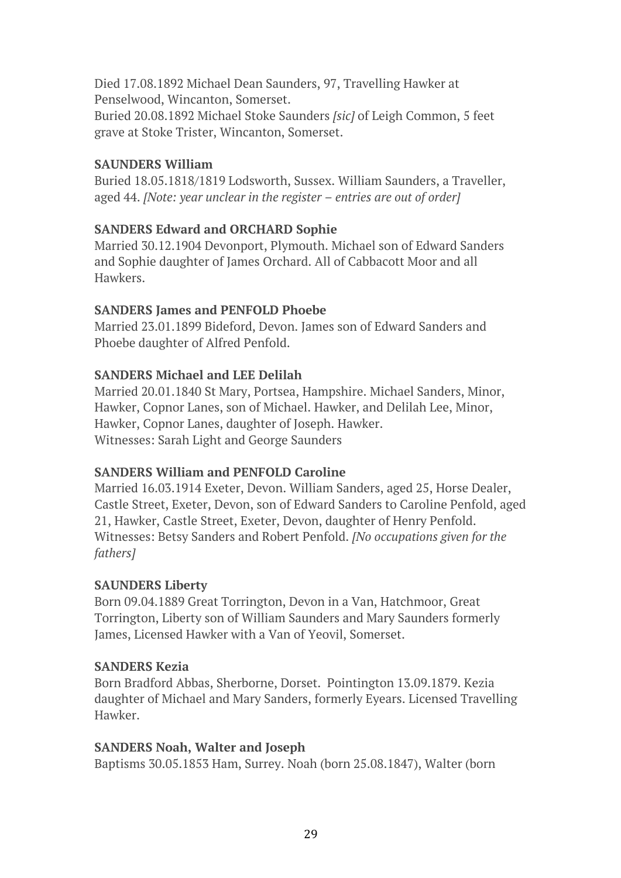Died 17.08.1892 Michael Dean Saunders, 97, Travelling Hawker at Penselwood, Wincanton, Somerset.
Buried 20.08.1892 Michael Stoke Saunders *[sic]* of Leigh Common, 5 feet grave at Stoke Trister, Wincanton, Somerset.

**SAUNDERS William**
Buried 18.05.1818/1819 Lodsworth, Sussex. William Saunders, a Traveller, aged 44. *[Note: year unclear in the register – entries are out of order]*

**SANDERS Edward and ORCHARD Sophie**
Married 30.12.1904 Devonport, Plymouth. Michael son of Edward Sanders and Sophie daughter of James Orchard. All of Cabbacott Moor and all Hawkers.

**SANDERS James and PENFOLD Phoebe**
Married 23.01.1899 Bideford, Devon. James son of Edward Sanders and Phoebe daughter of Alfred Penfold.

**SANDERS Michael and LEE Delilah**
Married 20.01.1840 St Mary, Portsea, Hampshire. Michael Sanders, Minor, Hawker, Copnor Lanes, son of Michael. Hawker, and Delilah Lee, Minor, Hawker, Copnor Lanes, daughter of Joseph. Hawker.
Witnesses: Sarah Light and George Saunders

**SANDERS William and PENFOLD Caroline**
Married 16.03.1914 Exeter, Devon. William Sanders, aged 25, Horse Dealer, Castle Street, Exeter, Devon, son of Edward Sanders to Caroline Penfold, aged 21, Hawker, Castle Street, Exeter, Devon, daughter of Henry Penfold.
Witnesses: Betsy Sanders and Robert Penfold. *[No occupations given for the fathers]*

**SAUNDERS Liberty**
Born 09.04.1889 Great Torrington, Devon in a Van, Hatchmoor, Great Torrington, Liberty son of William Saunders and Mary Saunders formerly James, Licensed Hawker with a Van of Yeovil, Somerset.

**SANDERS Kezia**
Born Bradford Abbas, Sherborne, Dorset. Pointington 13.09.1879. Kezia daughter of Michael and Mary Sanders, formerly Eyears. Licensed Travelling Hawker.

**SANDERS Noah, Walter and Joseph**
Baptisms 30.05.1853 Ham, Surrey. Noah (born 25.08.1847), Walter (born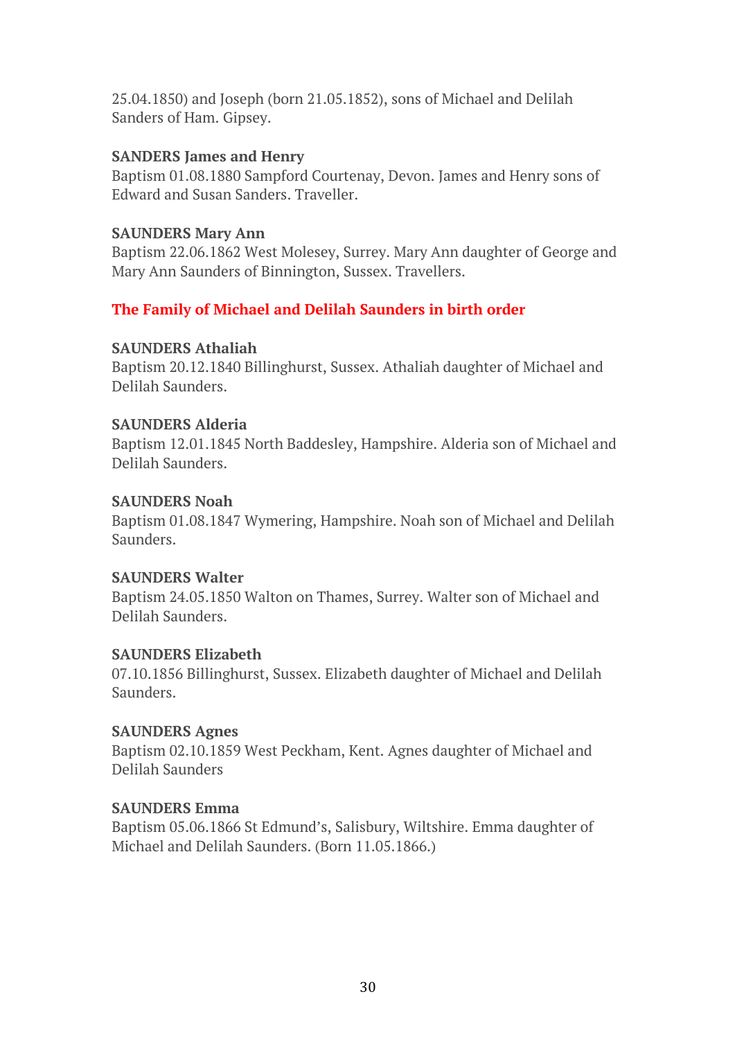25.04.1850) and Joseph (born 21.05.1852), sons of Michael and Delilah Sanders of Ham. Gipsey.

**SANDERS James and Henry**
Baptism 01.08.1880 Sampford Courtenay, Devon. James and Henry sons of Edward and Susan Sanders. Traveller.

**SAUNDERS Mary Ann**
Baptism 22.06.1862 West Molesey, Surrey. Mary Ann daughter of George and Mary Ann Saunders of Binnington, Sussex. Travellers.

**The Family of Michael and Delilah Saunders in birth order**

**SAUNDERS Athaliah**
Baptism 20.12.1840 Billinghurst, Sussex. Athaliah daughter of Michael and Delilah Saunders.

**SAUNDERS Alderia**
Baptism 12.01.1845 North Baddesley, Hampshire. Alderia son of Michael and Delilah Saunders.

**SAUNDERS Noah**
Baptism 01.08.1847 Wymering, Hampshire. Noah son of Michael and Delilah Saunders.

**SAUNDERS Walter**
Baptism 24.05.1850 Walton on Thames, Surrey. Walter son of Michael and Delilah Saunders.

**SAUNDERS Elizabeth**
07.10.1856 Billinghurst, Sussex. Elizabeth daughter of Michael and Delilah Saunders.

**SAUNDERS Agnes**
Baptism 02.10.1859 West Peckham, Kent. Agnes daughter of Michael and Delilah Saunders

**SAUNDERS Emma**
Baptism 05.06.1866 St Edmund's, Salisbury, Wiltshire. Emma daughter of Michael and Delilah Saunders. (Born 11.05.1866.)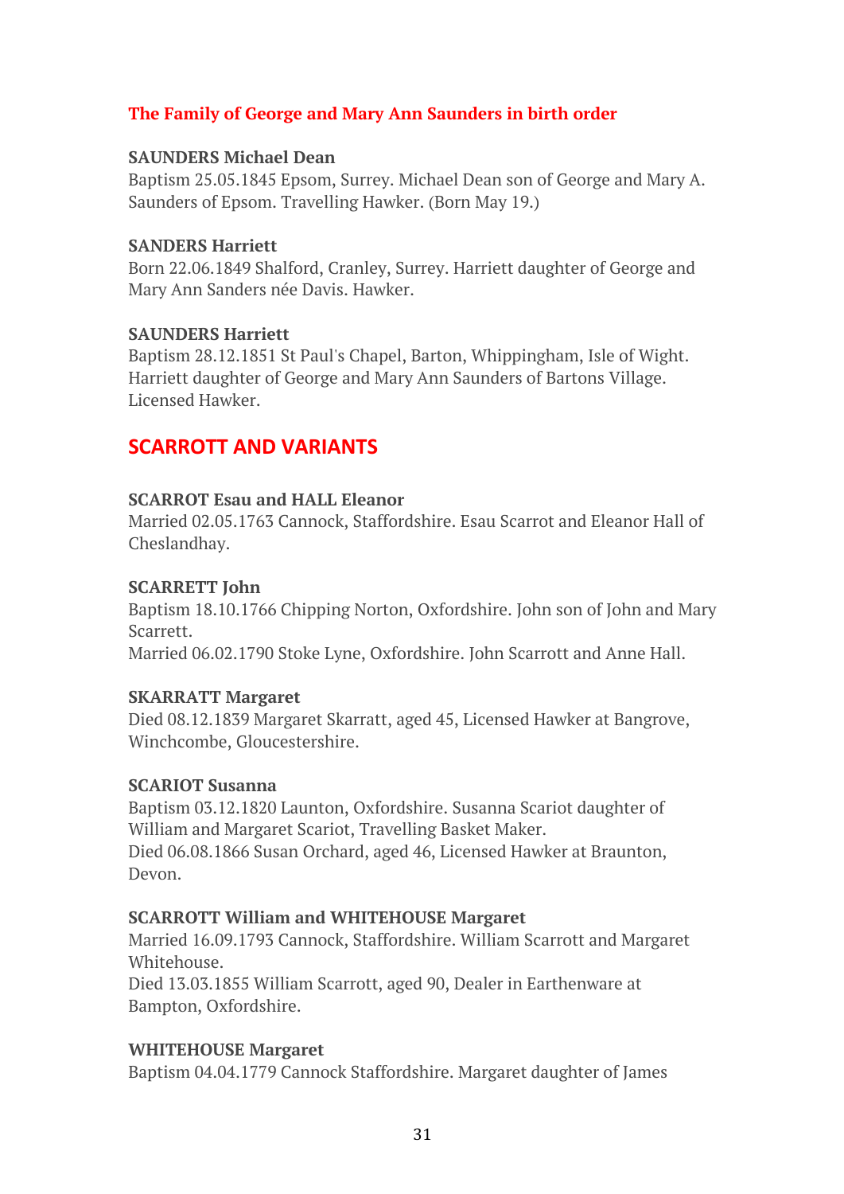### The Family of George and Mary Ann Saunders in birth order

**SAUNDERS Michael Dean**
Baptism 25.05.1845 Epsom, Surrey. Michael Dean son of George and Mary A. Saunders of Epsom. Travelling Hawker. (Born May 19.)

**SANDERS Harriett**
Born 22.06.1849 Shalford, Cranley, Surrey. Harriett daughter of George and Mary Ann Sanders née Davis. Hawker.

**SAUNDERS Harriett**
Baptism 28.12.1851 St Paul's Chapel, Barton, Whippingham, Isle of Wight. Harriett daughter of George and Mary Ann Saunders of Bartons Village. Licensed Hawker.

## SCARROTT AND VARIANTS

**SCARROT Esau and HALL Eleanor**
Married 02.05.1763 Cannock, Staffordshire. Esau Scarrot and Eleanor Hall of Cheslandhay.

**SCARRETT John**
Baptism 18.10.1766 Chipping Norton, Oxfordshire. John son of John and Mary Scarrett.
Married 06.02.1790 Stoke Lyne, Oxfordshire. John Scarrott and Anne Hall.

**SKARRATT Margaret**
Died 08.12.1839 Margaret Skarratt, aged 45, Licensed Hawker at Bangrove, Winchcombe, Gloucestershire.

**SCARIOT Susanna**
Baptism 03.12.1820 Launton, Oxfordshire. Susanna Scariot daughter of William and Margaret Scariot, Travelling Basket Maker.
Died 06.08.1866 Susan Orchard, aged 46, Licensed Hawker at Braunton, Devon.

**SCARROTT William and WHITEHOUSE Margaret**
Married 16.09.1793 Cannock, Staffordshire. William Scarrott and Margaret Whitehouse.
Died 13.03.1855 William Scarrott, aged 90, Dealer in Earthenware at Bampton, Oxfordshire.

**WHITEHOUSE Margaret**
Baptism 04.04.1779 Cannock Staffordshire. Margaret daughter of James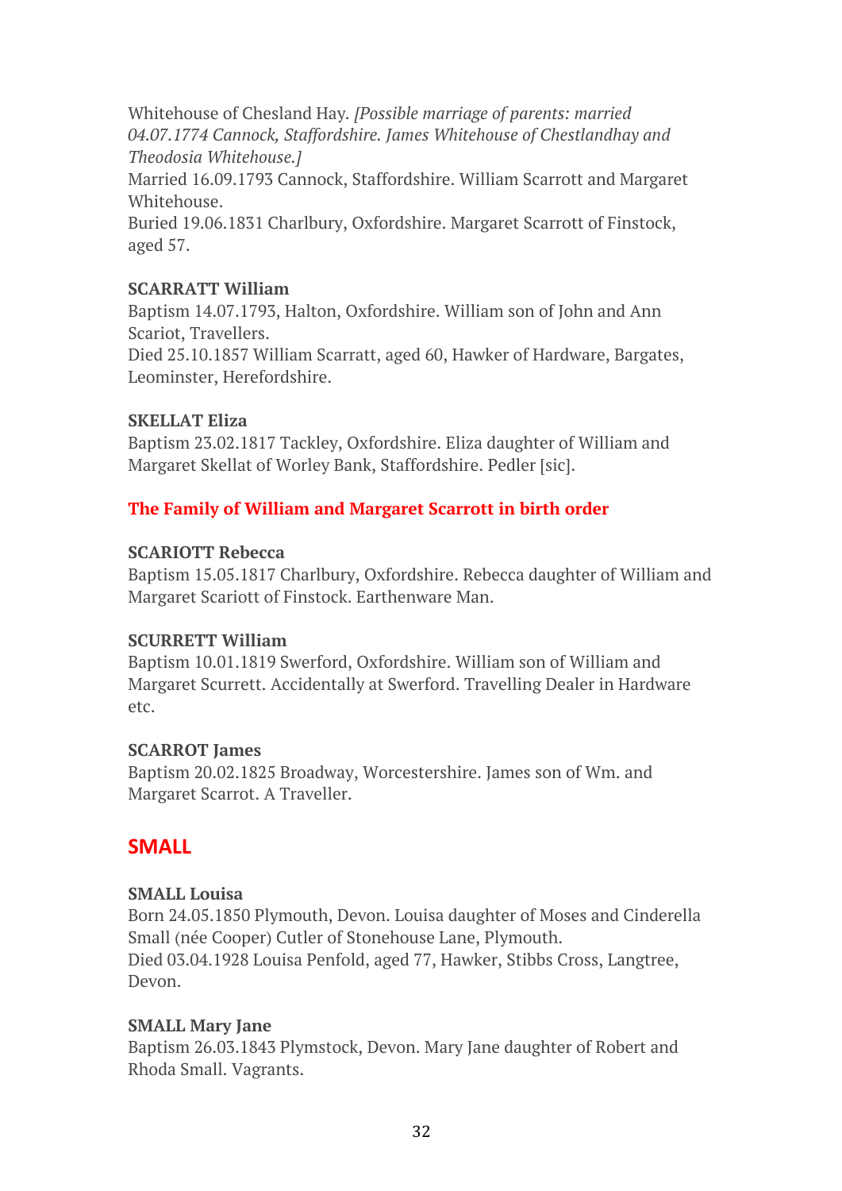Whitehouse of Chesland Hay. *[Possible marriage of parents: married 04.07.1774 Cannock, Staffordshire. James Whitehouse of Chestlandhay and Theodosia Whitehouse.]*
Married 16.09.1793 Cannock, Staffordshire. William Scarrott and Margaret Whitehouse.
Buried 19.06.1831 Charlbury, Oxfordshire. Margaret Scarrott of Finstock, aged 57.

**SCARRATT William**
Baptism 14.07.1793, Halton, Oxfordshire. William son of John and Ann Scariot, Travellers.
Died 25.10.1857 William Scarratt, aged 60, Hawker of Hardware, Bargates, Leominster, Herefordshire.

**SKELLAT Eliza**
Baptism 23.02.1817 Tackley, Oxfordshire. Eliza daughter of William and Margaret Skellat of Worley Bank, Staffordshire. Pedler [sic].

**The Family of William and Margaret Scarrott in birth order**

**SCARIOTT Rebecca**
Baptism 15.05.1817 Charlbury, Oxfordshire. Rebecca daughter of William and Margaret Scariott of Finstock. Earthenware Man.

**SCURRETT William**
Baptism 10.01.1819 Swerford, Oxfordshire. William son of William and Margaret Scurrett. Accidentally at Swerford. Travelling Dealer in Hardware etc.

**SCARROT James**
Baptism 20.02.1825 Broadway, Worcestershire. James son of Wm. and Margaret Scarrot. A Traveller.

## SMALL

**SMALL Louisa**
Born 24.05.1850 Plymouth, Devon. Louisa daughter of Moses and Cinderella Small (née Cooper) Cutler of Stonehouse Lane, Plymouth.
Died 03.04.1928 Louisa Penfold, aged 77, Hawker, Stibbs Cross, Langtree, Devon.

**SMALL Mary Jane**
Baptism 26.03.1843 Plymstock, Devon. Mary Jane daughter of Robert and Rhoda Small. Vagrants.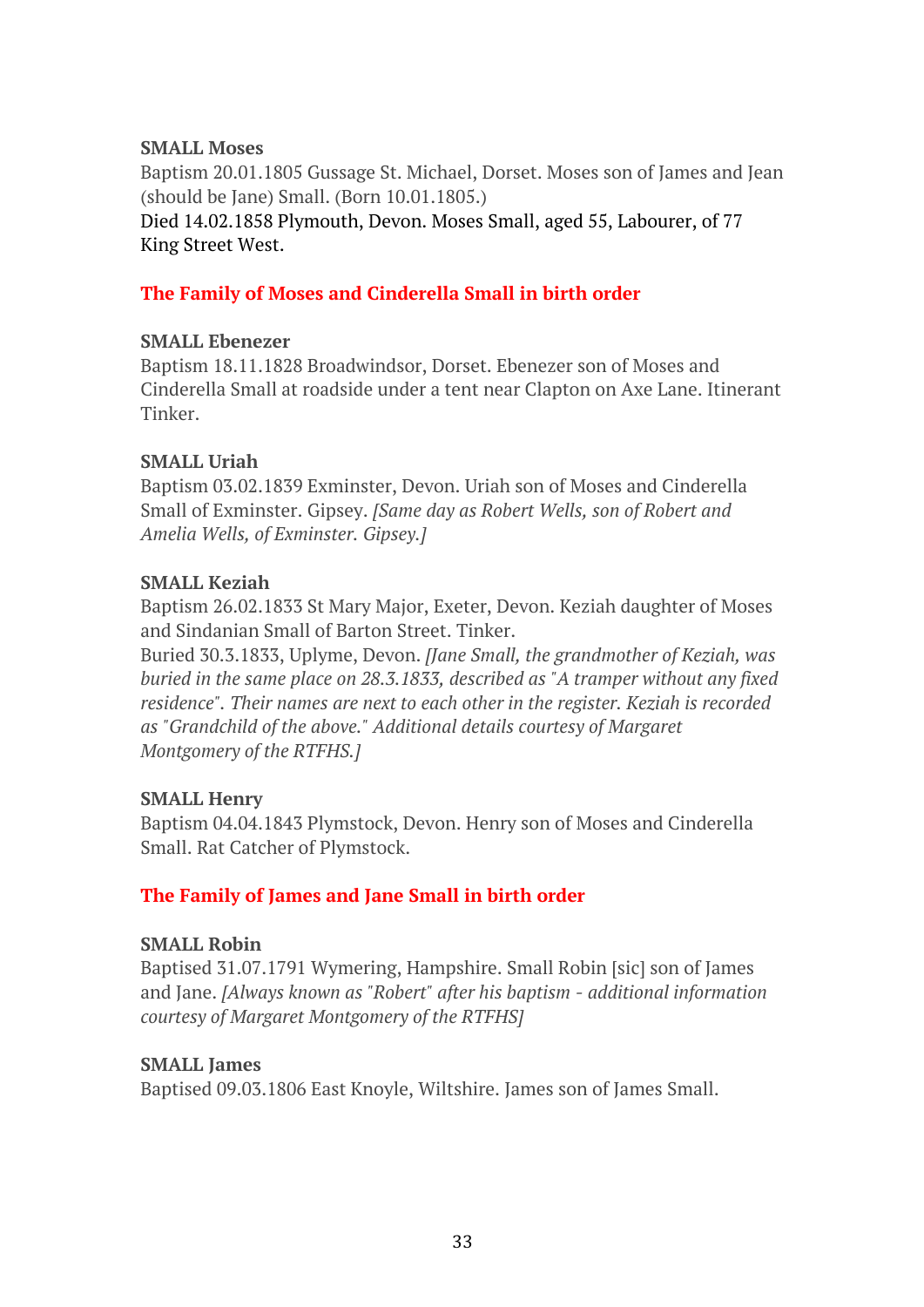**SMALL Moses**
Baptism 20.01.1805 Gussage St. Michael, Dorset. Moses son of James and Jean (should be Jane) Small. (Born 10.01.1805.)
Died 14.02.1858 Plymouth, Devon. Moses Small, aged 55, Labourer, of 77 King Street West.

## The Family of Moses and Cinderella Small in birth order

**SMALL Ebenezer**
Baptism 18.11.1828 Broadwindsor, Dorset. Ebenezer son of Moses and Cinderella Small at roadside under a tent near Clapton on Axe Lane. Itinerant Tinker.

**SMALL Uriah**
Baptism 03.02.1839 Exminster, Devon. Uriah son of Moses and Cinderella Small of Exminster. Gipsey. *[Same day as Robert Wells, son of Robert and Amelia Wells, of Exminster. Gipsey.]*

**SMALL Keziah**
Baptism 26.02.1833 St Mary Major, Exeter, Devon. Keziah daughter of Moses and Sindanian Small of Barton Street. Tinker.
Buried 30.3.1833, Uplyme, Devon. *[Jane Small, the grandmother of Keziah, was buried in the same place on 28.3.1833, described as "A tramper without any fixed residence". Their names are next to each other in the register. Keziah is recorded as "Grandchild of the above." Additional details courtesy of Margaret Montgomery of the RTFHS.]*

**SMALL Henry**
Baptism 04.04.1843 Plymstock, Devon. Henry son of Moses and Cinderella Small. Rat Catcher of Plymstock.

## The Family of James and Jane Small in birth order

**SMALL Robin**
Baptised 31.07.1791 Wymering, Hampshire. Small Robin [sic] son of James and Jane. *[Always known as "Robert" after his baptism - additional information courtesy of Margaret Montgomery of the RTFHS]*

**SMALL James**
Baptised 09.03.1806 East Knoyle, Wiltshire. James son of James Small.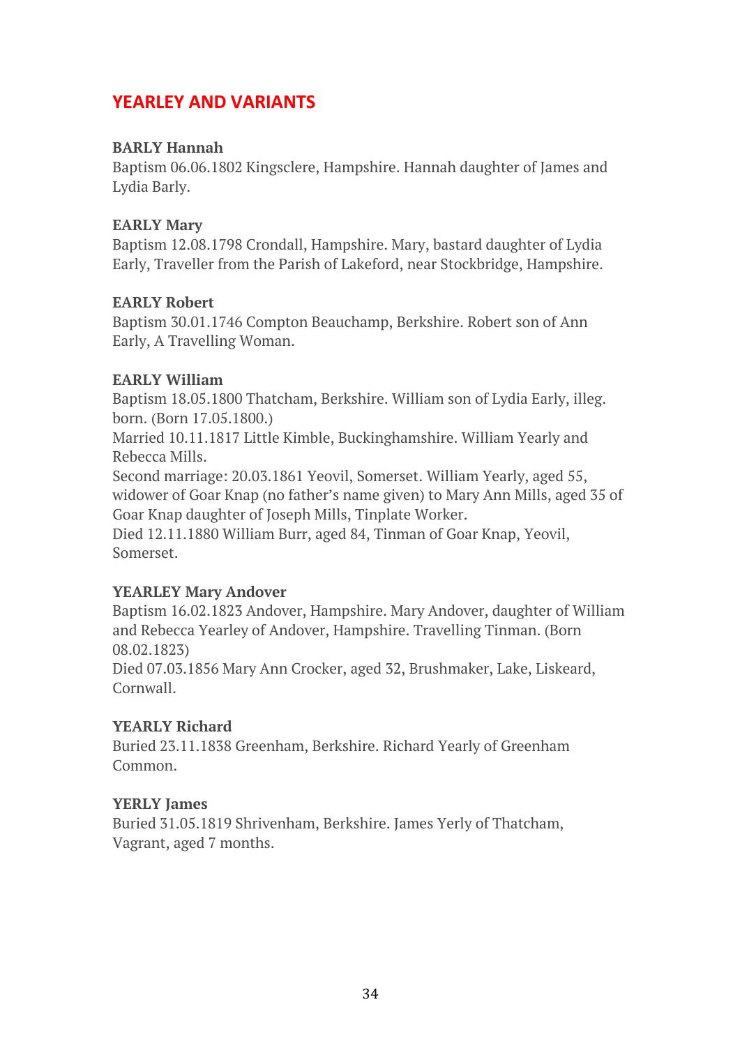## YEARLEY AND VARIANTS

**BARLY Hannah**
Baptism 06.06.1802 Kingsclere, Hampshire. Hannah daughter of James and Lydia Barly.

**EARLY Mary**
Baptism 12.08.1798 Crondall, Hampshire. Mary, bastard daughter of Lydia Early, Traveller from the Parish of Lakeford, near Stockbridge, Hampshire.

**EARLY Robert**
Baptism 30.01.1746 Compton Beauchamp, Berkshire. Robert son of Ann Early, A Travelling Woman.

**EARLY William**
Baptism 18.05.1800 Thatcham, Berkshire. William son of Lydia Early, illeg. born. (Born 17.05.1800.)
Married 10.11.1817 Little Kimble, Buckinghamshire. William Yearly and Rebecca Mills.
Second marriage: 20.03.1861 Yeovil, Somerset. William Yearly, aged 55, widower of Goar Knap (no father's name given) to Mary Ann Mills, aged 35 of Goar Knap daughter of Joseph Mills, Tinplate Worker.
Died 12.11.1880 William Burr, aged 84, Tinman of Goar Knap, Yeovil, Somerset.

**YEARLEY Mary Andover**
Baptism 16.02.1823 Andover, Hampshire. Mary Andover, daughter of William and Rebecca Yearley of Andover, Hampshire. Travelling Tinman. (Born 08.02.1823)
Died 07.03.1856 Mary Ann Crocker, aged 32, Brushmaker, Lake, Liskeard, Cornwall.

**YEARLY Richard**
Buried 23.11.1838 Greenham, Berkshire. Richard Yearly of Greenham Common.

**YERLY James**
Buried 31.05.1819 Shrivenham, Berkshire. James Yerly of Thatcham, Vagrant, aged 7 months.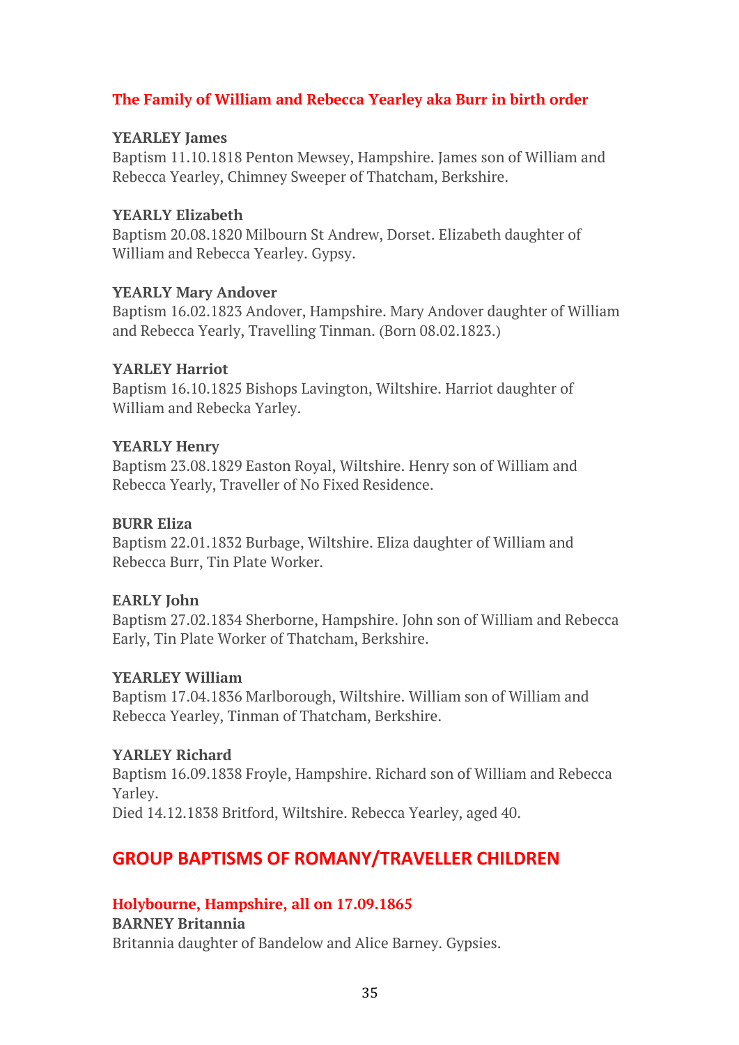### The Family of William and Rebecca Yearley aka Burr in birth order

**YEARLEY James**
Baptism 11.10.1818 Penton Mewsey, Hampshire. James son of William and Rebecca Yearley, Chimney Sweeper of Thatcham, Berkshire.

**YEARLY Elizabeth**
Baptism 20.08.1820 Milbourn St Andrew, Dorset. Elizabeth daughter of William and Rebecca Yearley. Gypsy.

**YEARLY Mary Andover**
Baptism 16.02.1823 Andover, Hampshire. Mary Andover daughter of William and Rebecca Yearly, Travelling Tinman. (Born 08.02.1823.)

**YARLEY Harriot**
Baptism 16.10.1825 Bishops Lavington, Wiltshire. Harriot daughter of William and Rebecka Yarley.

**YEARLY Henry**
Baptism 23.08.1829 Easton Royal, Wiltshire. Henry son of William and Rebecca Yearly, Traveller of No Fixed Residence.

**BURR Eliza**
Baptism 22.01.1832 Burbage, Wiltshire. Eliza daughter of William and Rebecca Burr, Tin Plate Worker.

**EARLY John**
Baptism 27.02.1834 Sherborne, Hampshire. John son of William and Rebecca Early, Tin Plate Worker of Thatcham, Berkshire.

**YEARLEY William**
Baptism 17.04.1836 Marlborough, Wiltshire. William son of William and Rebecca Yearley, Tinman of Thatcham, Berkshire.

**YARLEY Richard**
Baptism 16.09.1838 Froyle, Hampshire. Richard son of William and Rebecca Yarley.
Died 14.12.1838 Britford, Wiltshire. Rebecca Yearley, aged 40.

## GROUP BAPTISMS OF ROMANY/TRAVELLER CHILDREN

### Holybourne, Hampshire, all on 17.09.1865

**BARNEY Britannia**
Britannia daughter of Bandelow and Alice Barney. Gypsies.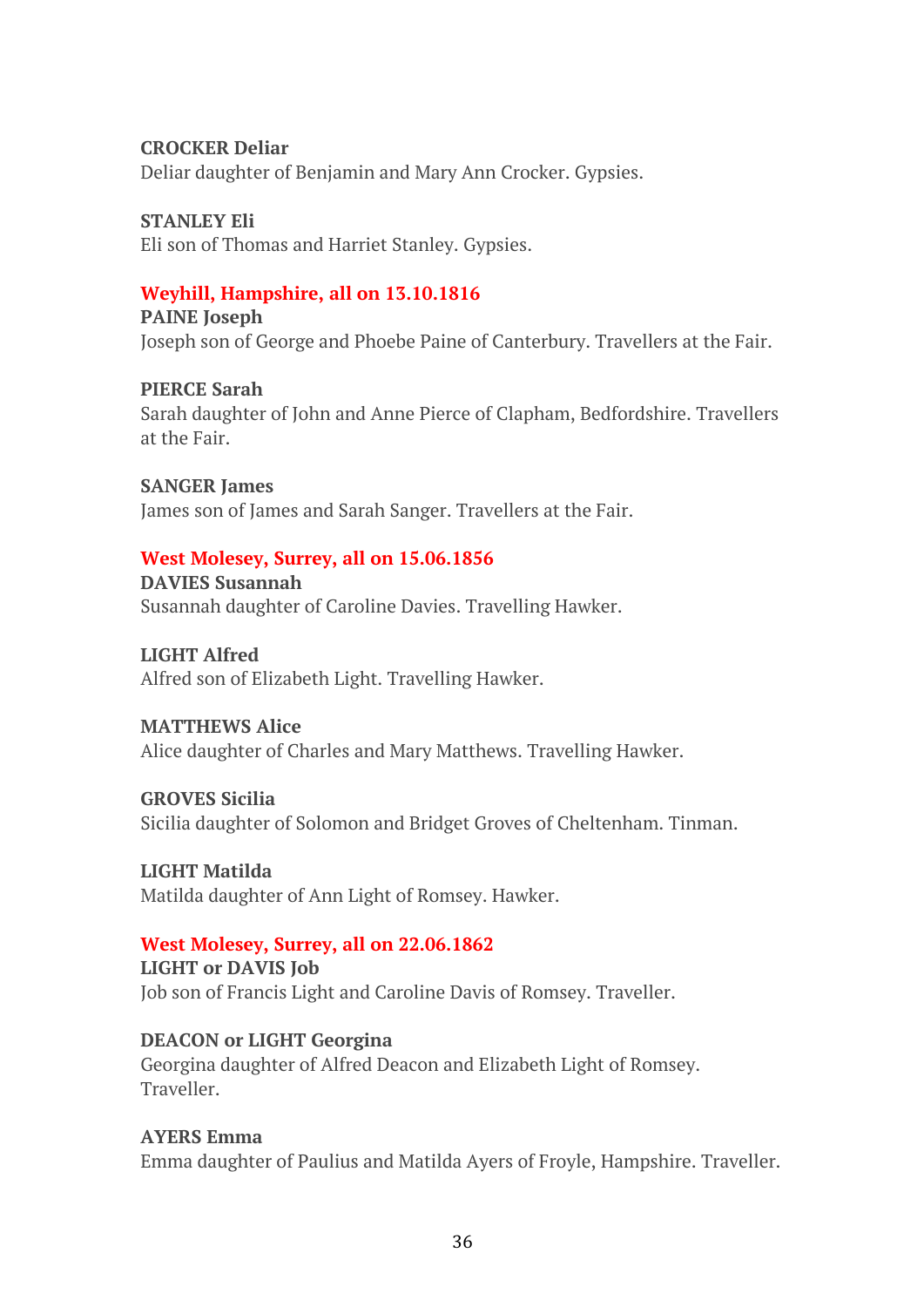**CROCKER Deliar**
Deliar daughter of Benjamin and Mary Ann Crocker. Gypsies.

**STANLEY Eli**
Eli son of Thomas and Harriet Stanley. Gypsies.

### Weyhill, Hampshire, all on 13.10.1816

**PAINE Joseph**
Joseph son of George and Phoebe Paine of Canterbury. Travellers at the Fair.

**PIERCE Sarah**
Sarah daughter of John and Anne Pierce of Clapham, Bedfordshire. Travellers at the Fair.

**SANGER James**
James son of James and Sarah Sanger. Travellers at the Fair.

### West Molesey, Surrey, all on 15.06.1856

**DAVIES Susannah**
Susannah daughter of Caroline Davies. Travelling Hawker.

**LIGHT Alfred**
Alfred son of Elizabeth Light. Travelling Hawker.

**MATTHEWS Alice**
Alice daughter of Charles and Mary Matthews. Travelling Hawker.

**GROVES Sicilia**
Sicilia daughter of Solomon and Bridget Groves of Cheltenham. Tinman.

**LIGHT Matilda**
Matilda daughter of Ann Light of Romsey. Hawker.

### West Molesey, Surrey, all on 22.06.1862

**LIGHT or DAVIS Job**
Job son of Francis Light and Caroline Davis of Romsey. Traveller.

**DEACON or LIGHT Georgina**
Georgina daughter of Alfred Deacon and Elizabeth Light of Romsey. Traveller.

**AYERS Emma**
Emma daughter of Paulius and Matilda Ayers of Froyle, Hampshire. Traveller.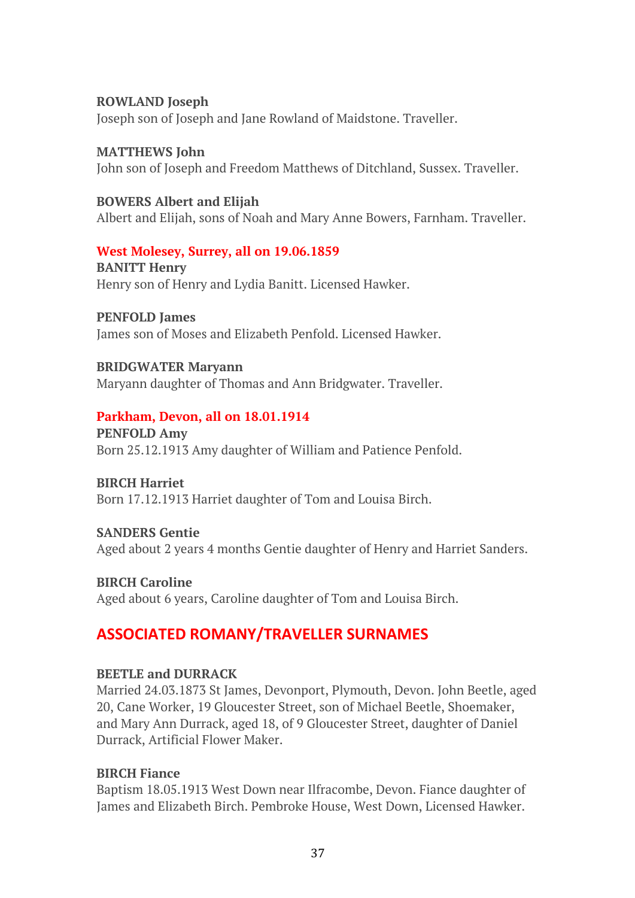**ROWLAND Joseph**
Joseph son of Joseph and Jane Rowland of Maidstone. Traveller.

**MATTHEWS John**
John son of Joseph and Freedom Matthews of Ditchland, Sussex. Traveller.

**BOWERS Albert and Elijah**
Albert and Elijah, sons of Noah and Mary Anne Bowers, Farnham. Traveller.

**West Molesey, Surrey, all on 19.06.1859**

**BANITT Henry**
Henry son of Henry and Lydia Banitt. Licensed Hawker.

**PENFOLD James**
James son of Moses and Elizabeth Penfold. Licensed Hawker.

**BRIDGWATER Maryann**
Maryann daughter of Thomas and Ann Bridgwater. Traveller.

**Parkham, Devon, all on 18.01.1914**

**PENFOLD Amy**
Born 25.12.1913 Amy daughter of William and Patience Penfold.

**BIRCH Harriet**
Born 17.12.1913 Harriet daughter of Tom and Louisa Birch.

**SANDERS Gentie**
Aged about 2 years 4 months Gentie daughter of Henry and Harriet Sanders.

**BIRCH Caroline**
Aged about 6 years, Caroline daughter of Tom and Louisa Birch.

## ASSOCIATED ROMANY/TRAVELLER SURNAMES

**BEETLE and DURRACK**
Married 24.03.1873 St James, Devonport, Plymouth, Devon. John Beetle, aged 20, Cane Worker, 19 Gloucester Street, son of Michael Beetle, Shoemaker, and Mary Ann Durrack, aged 18, of 9 Gloucester Street, daughter of Daniel Durrack, Artificial Flower Maker.

**BIRCH Fiance**
Baptism 18.05.1913 West Down near Ilfracombe, Devon. Fiance daughter of James and Elizabeth Birch. Pembroke House, West Down, Licensed Hawker.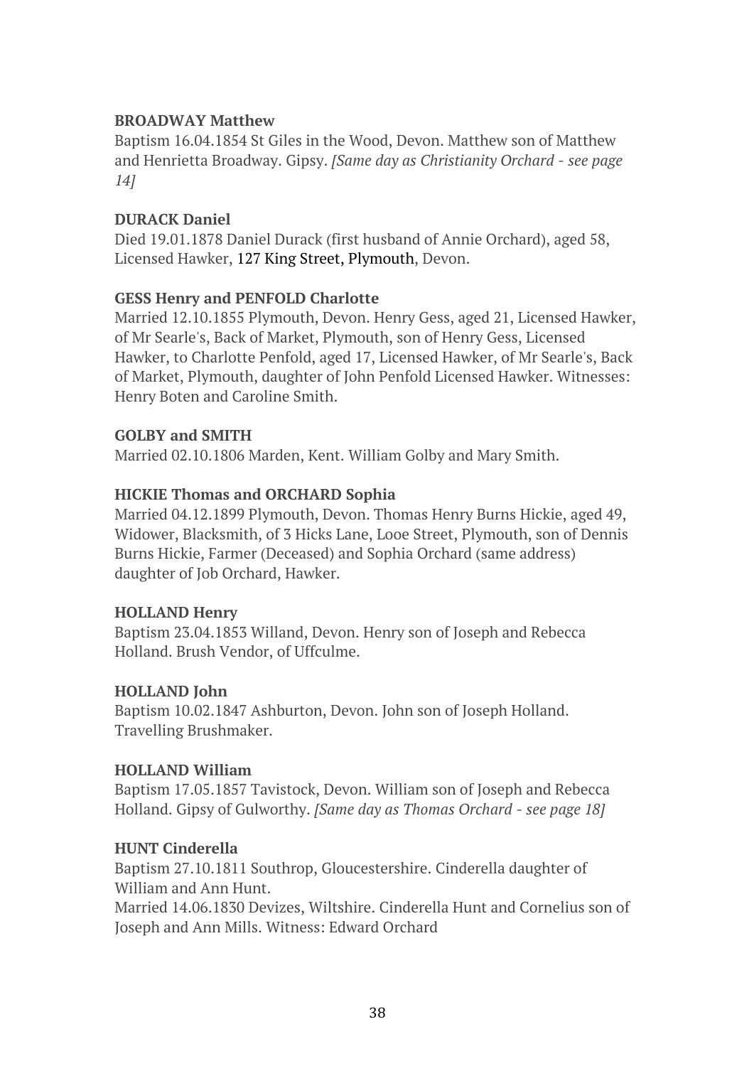**BROADWAY Matthew**
Baptism 16.04.1854 St Giles in the Wood, Devon. Matthew son of Matthew and Henrietta Broadway. Gipsy. *[Same day as Christianity Orchard - see page 14]*

**DURACK Daniel**
Died 19.01.1878 Daniel Durack (first husband of Annie Orchard), aged 58, Licensed Hawker, 127 King Street, Plymouth, Devon.

**GESS Henry and PENFOLD Charlotte**
Married 12.10.1855 Plymouth, Devon. Henry Gess, aged 21, Licensed Hawker, of Mr Searle's, Back of Market, Plymouth, son of Henry Gess, Licensed Hawker, to Charlotte Penfold, aged 17, Licensed Hawker, of Mr Searle's, Back of Market, Plymouth, daughter of John Penfold Licensed Hawker. Witnesses: Henry Boten and Caroline Smith.

**GOLBY and SMITH**
Married 02.10.1806 Marden, Kent. William Golby and Mary Smith.

**HICKIE Thomas and ORCHARD Sophia**
Married 04.12.1899 Plymouth, Devon. Thomas Henry Burns Hickie, aged 49, Widower, Blacksmith, of 3 Hicks Lane, Looe Street, Plymouth, son of Dennis Burns Hickie, Farmer (Deceased) and Sophia Orchard (same address) daughter of Job Orchard, Hawker.

**HOLLAND Henry**
Baptism 23.04.1853 Willand, Devon. Henry son of Joseph and Rebecca Holland. Brush Vendor, of Uffculme.

**HOLLAND John**
Baptism 10.02.1847 Ashburton, Devon. John son of Joseph Holland. Travelling Brushmaker.

**HOLLAND William**
Baptism 17.05.1857 Tavistock, Devon. William son of Joseph and Rebecca Holland. Gipsy of Gulworthy. *[Same day as Thomas Orchard - see page 18]*

**HUNT Cinderella**
Baptism 27.10.1811 Southrop, Gloucestershire. Cinderella daughter of William and Ann Hunt.
Married 14.06.1830 Devizes, Wiltshire. Cinderella Hunt and Cornelius son of Joseph and Ann Mills. Witness: Edward Orchard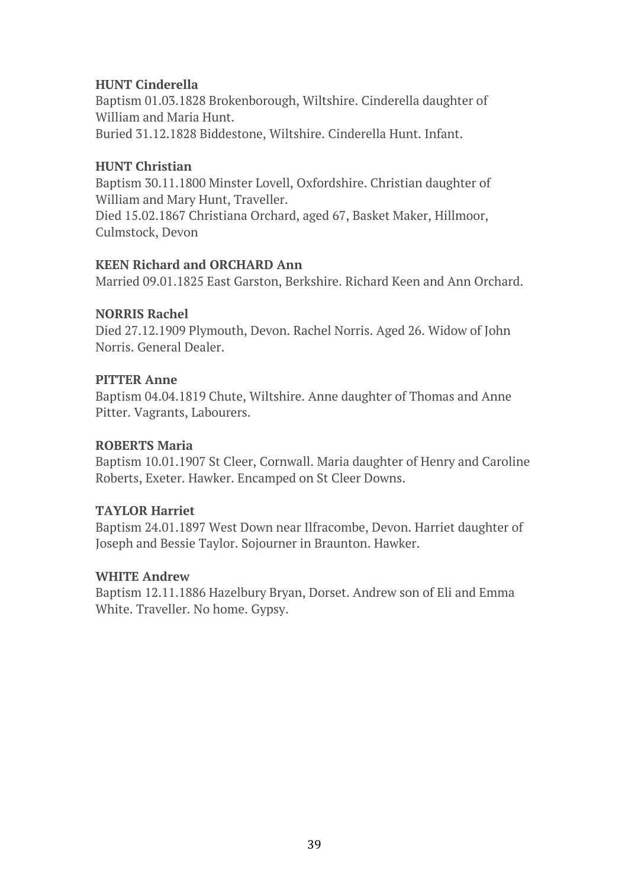**HUNT Cinderella**

Baptism 01.03.1828 Brokenborough, Wiltshire. Cinderella daughter of William and Maria Hunt.
Buried 31.12.1828 Biddestone, Wiltshire. Cinderella Hunt. Infant.

**HUNT Christian**

Baptism 30.11.1800 Minster Lovell, Oxfordshire. Christian daughter of William and Mary Hunt, Traveller.
Died 15.02.1867 Christiana Orchard, aged 67, Basket Maker, Hillmoor, Culmstock, Devon

**KEEN Richard and ORCHARD Ann**

Married 09.01.1825 East Garston, Berkshire. Richard Keen and Ann Orchard.

**NORRIS Rachel**

Died 27.12.1909 Plymouth, Devon. Rachel Norris. Aged 26. Widow of John Norris. General Dealer.

**PITTER Anne**

Baptism 04.04.1819 Chute, Wiltshire. Anne daughter of Thomas and Anne Pitter. Vagrants, Labourers.

**ROBERTS Maria**

Baptism 10.01.1907 St Cleer, Cornwall. Maria daughter of Henry and Caroline Roberts, Exeter. Hawker. Encamped on St Cleer Downs.

**TAYLOR Harriet**

Baptism 24.01.1897 West Down near Ilfracombe, Devon. Harriet daughter of Joseph and Bessie Taylor. Sojourner in Braunton. Hawker.

**WHITE Andrew**

Baptism 12.11.1886 Hazelbury Bryan, Dorset. Andrew son of Eli and Emma White. Traveller. No home. Gypsy.